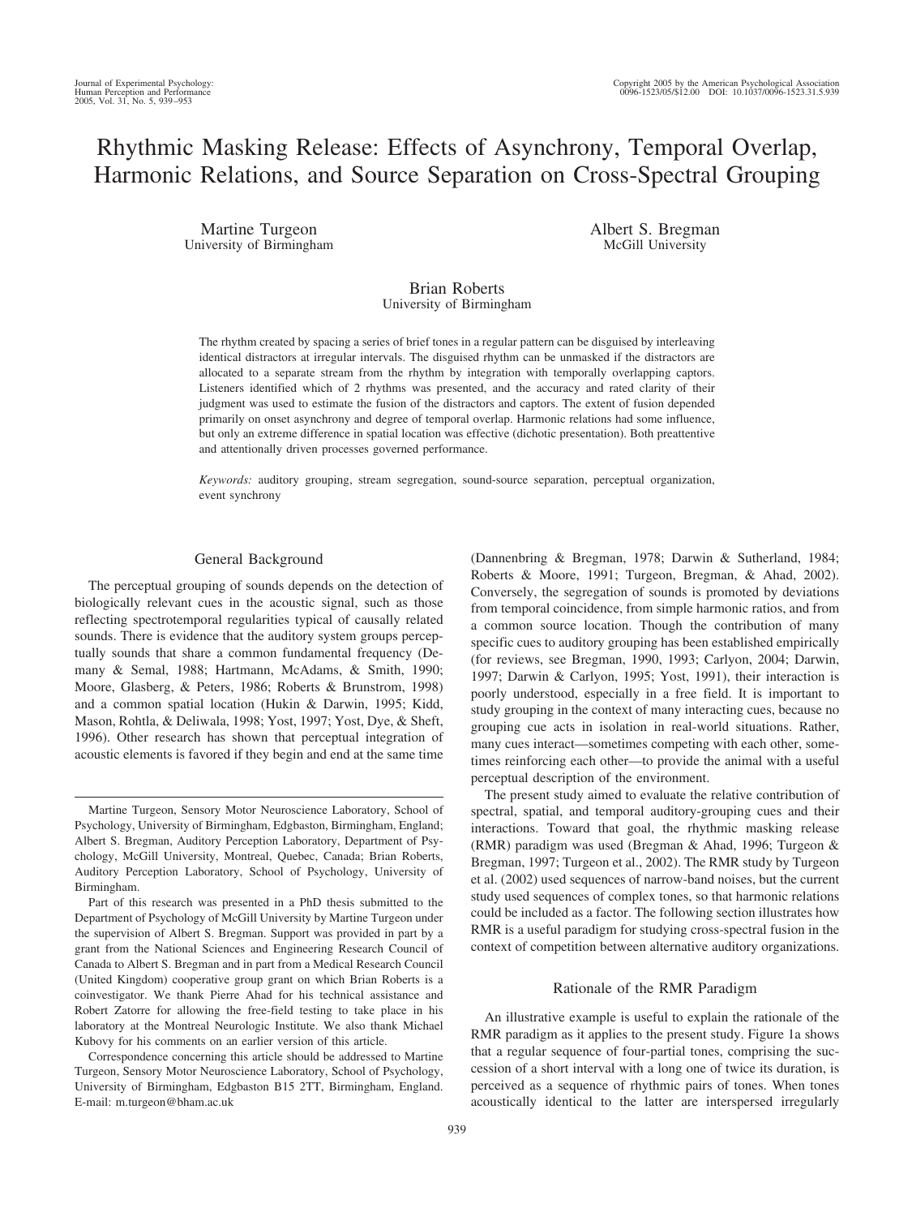# Rhythmic Masking Release: Effects of Asynchrony, Temporal Overlap, Harmonic Relations, and Source Separation on Cross-Spectral Grouping

Martine Turgeon
University of Birmingham

Albert S. Bregman
McGill University

Brian Roberts
University of Birmingham

The rhythm created by spacing a series of brief tones in a regular pattern can be disguised by interleaving identical distractors at irregular intervals. The disguised rhythm can be unmasked if the distractors are allocated to a separate stream from the rhythm by integration with temporally overlapping captors. Listeners identified which of 2 rhythms was presented, and the accuracy and rated clarity of their judgment was used to estimate the fusion of the distractors and captors. The extent of fusion depended primarily on onset asynchrony and degree of temporal overlap. Harmonic relations had some influence, but only an extreme difference in spatial location was effective (dichotic presentation). Both preattentive and attentionally driven processes governed performance.

*Keywords:* auditory grouping, stream segregation, sound-source separation, perceptual organization, event synchrony

## General Background

The perceptual grouping of sounds depends on the detection of biologically relevant cues in the acoustic signal, such as those reflecting spectrotemporal regularities typical of causally related sounds. There is evidence that the auditory system groups perceptually sounds that share a common fundamental frequency (Demany & Semal, 1988; Hartmann, McAdams, & Smith, 1990; Moore, Glasberg, & Peters, 1986; Roberts & Brunstrom, 1998) and a common spatial location (Hukin & Darwin, 1995; Kidd, Mason, Rohtla, & Deliwala, 1998; Yost, 1997; Yost, Dye, & Sheft, 1996). Other research has shown that perceptual integration of acoustic elements is favored if they begin and end at the same time (Dannenbring & Bregman, 1978; Darwin & Sutherland, 1984; Roberts & Moore, 1991; Turgeon, Bregman, & Ahad, 2002). Conversely, the segregation of sounds is promoted by deviations from temporal coincidence, from simple harmonic ratios, and from a common source location. Though the contribution of many specific cues to auditory grouping has been established empirically (for reviews, see Bregman, 1990, 1993; Carlyon, 2004; Darwin, 1997; Darwin & Carlyon, 1995; Yost, 1991), their interaction is poorly understood, especially in a free field. It is important to study grouping in the context of many interacting cues, because no grouping cue acts in isolation in real-world situations. Rather, many cues interact—sometimes competing with each other, sometimes reinforcing each other—to provide the animal with a useful perceptual description of the environment.

The present study aimed to evaluate the relative contribution of spectral, spatial, and temporal auditory-grouping cues and their interactions. Toward that goal, the rhythmic masking release (RMR) paradigm was used (Bregman & Ahad, 1996; Turgeon & Bregman, 1997; Turgeon et al., 2002). The RMR study by Turgeon et al. (2002) used sequences of narrow-band noises, but the current study used sequences of complex tones, so that harmonic relations could be included as a factor. The following section illustrates how RMR is a useful paradigm for studying cross-spectral fusion in the context of competition between alternative auditory organizations.

## Rationale of the RMR Paradigm

An illustrative example is useful to explain the rationale of the RMR paradigm as it applies to the present study. Figure 1a shows that a regular sequence of four-partial tones, comprising the succession of a short interval with a long one of twice its duration, is perceived as a sequence of rhythmic pairs of tones. When tones acoustically identical to the latter are interspersed irregularly

---

Martine Turgeon, Sensory Motor Neuroscience Laboratory, School of Psychology, University of Birmingham, Edgbaston, Birmingham, England; Albert S. Bregman, Auditory Perception Laboratory, Department of Psychology, McGill University, Montreal, Quebec, Canada; Brian Roberts, Auditory Perception Laboratory, School of Psychology, University of Birmingham.

Part of this research was presented in a PhD thesis submitted to the Department of Psychology of McGill University by Martine Turgeon under the supervision of Albert S. Bregman. Support was provided in part by a grant from the National Sciences and Engineering Research Council of Canada to Albert S. Bregman and in part from a Medical Research Council (United Kingdom) cooperative group grant on which Brian Roberts is a coinvestigator. We thank Pierre Ahad for his technical assistance and Robert Zatorre for allowing the free-field testing to take place in his laboratory at the Montreal Neurologic Institute. We also thank Michael Kubovy for his comments on an earlier version of this article.

Correspondence concerning this article should be addressed to Martine Turgeon, Sensory Motor Neuroscience Laboratory, School of Psychology, University of Birmingham, Edgbaston B15 2TT, Birmingham, England. E-mail: m.turgeon@bham.ac.uk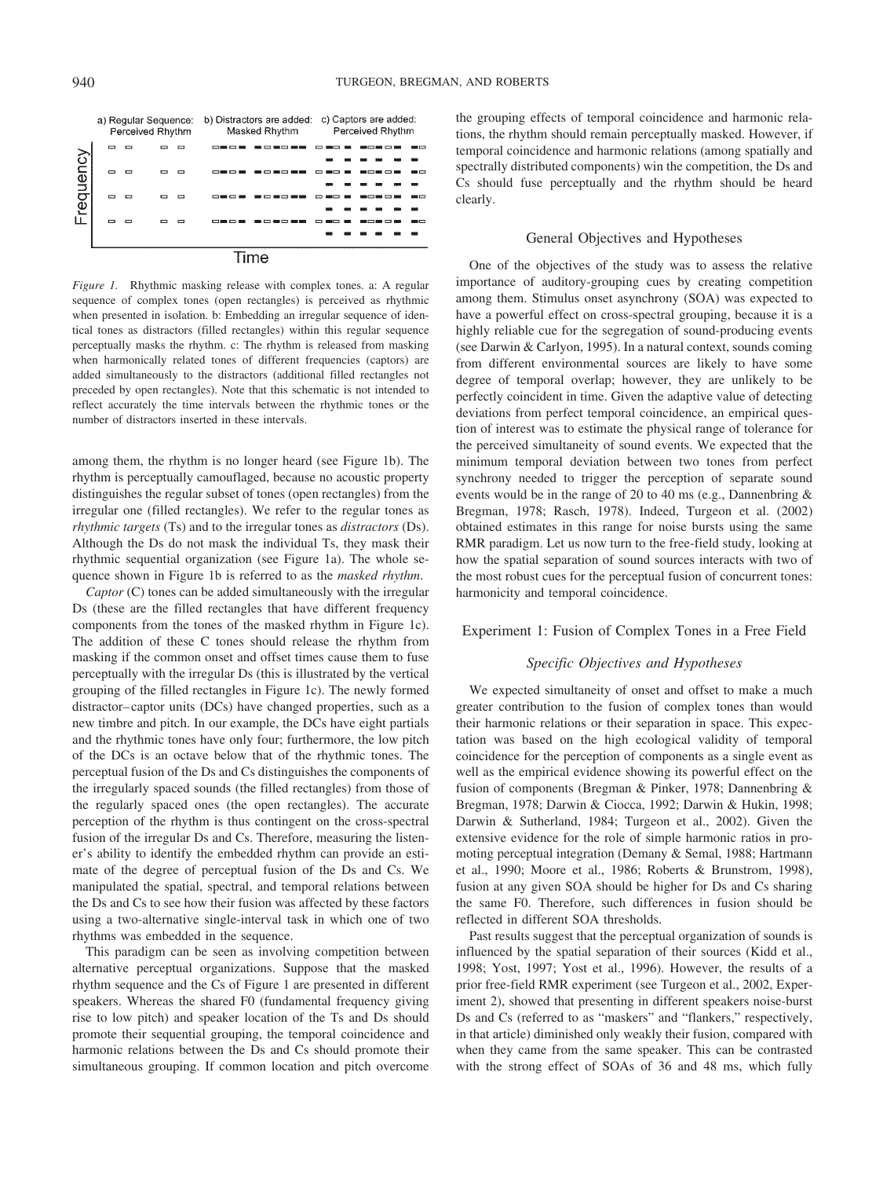a) Regular Sequence: Perceived Rhythm

b) Distractors are added: Masked Rhythm

c) Captors are added: Perceived Rhythm

Frequency

Time

*Figure 1.* Rhythmic masking release with complex tones. a: A regular sequence of complex tones (open rectangles) is perceived as rhythmic when presented in isolation. b: Embedding an irregular sequence of identical tones as distractors (filled rectangles) within this regular sequence perceptually masks the rhythm. c: The rhythm is released from masking when harmonically related tones of different frequencies (captors) are added simultaneously to the distractors (additional filled rectangles not preceded by open rectangles). Note that this schematic is not intended to reflect accurately the time intervals between the rhythmic tones or the number of distractors inserted in these intervals.

among them, the rhythm is no longer heard (see Figure 1b). The rhythm is perceptually camouflaged, because no acoustic property distinguishes the regular subset of tones (open rectangles) from the irregular one (filled rectangles). We refer to the regular tones as *rhythmic targets* (Ts) and to the irregular tones as *distractors* (Ds). Although the Ds do not mask the individual Ts, they mask their rhythmic sequential organization (see Figure 1a). The whole sequence shown in Figure 1b is referred to as the *masked rhythm*.

*Captor* (C) tones can be added simultaneously with the irregular Ds (these are the filled rectangles that have different frequency components from the tones of the masked rhythm in Figure 1c). The addition of these C tones should release the rhythm from masking if the common onset and offset times cause them to fuse perceptually with the irregular Ds (this is illustrated by the vertical grouping of the filled rectangles in Figure 1c). The newly formed distractor–captor units (DCs) have changed properties, such as a new timbre and pitch. In our example, the DCs have eight partials and the rhythmic tones have only four; furthermore, the low pitch of the DCs is an octave below that of the rhythmic tones. The perceptual fusion of the Ds and Cs distinguishes the components of the irregularly spaced sounds (the filled rectangles) from those of the regularly spaced ones (the open rectangles). The accurate perception of the rhythm is thus contingent on the cross-spectral fusion of the irregular Ds and Cs. Therefore, measuring the listener's ability to identify the embedded rhythm can provide an estimate of the degree of perceptual fusion of the Ds and Cs. We manipulated the spatial, spectral, and temporal relations between the Ds and Cs to see how their fusion was affected by these factors using a two-alternative single-interval task in which one of two rhythms was embedded in the sequence.

This paradigm can be seen as involving competition between alternative perceptual organizations. Suppose that the masked rhythm sequence and the Cs of Figure 1 are presented in different speakers. Whereas the shared F0 (fundamental frequency giving rise to low pitch) and speaker location of the Ts and Ds should promote their sequential grouping, the temporal coincidence and harmonic relations between the Ds and Cs should promote their simultaneous grouping. If common location and pitch overcome the grouping effects of temporal coincidence and harmonic relations, the rhythm should remain perceptually masked. However, if temporal coincidence and harmonic relations (among spatially and spectrally distributed components) win the competition, the Ds and Cs should fuse perceptually and the rhythm should be heard clearly.

## General Objectives and Hypotheses

One of the objectives of the study was to assess the relative importance of auditory-grouping cues by creating competition among them. Stimulus onset asynchrony (SOA) was expected to have a powerful effect on cross-spectral grouping, because it is a highly reliable cue for the segregation of sound-producing events (see Darwin & Carlyon, 1995). In a natural context, sounds coming from different environmental sources are likely to have some degree of temporal overlap; however, they are unlikely to be perfectly coincident in time. Given the adaptive value of detecting deviations from perfect temporal coincidence, an empirical question of interest was to estimate the physical range of tolerance for the perceived simultaneity of sound events. We expected that the minimum temporal deviation between two tones from perfect synchrony needed to trigger the perception of separate sound events would be in the range of 20 to 40 ms (e.g., Dannenbring & Bregman, 1978; Rasch, 1978). Indeed, Turgeon et al. (2002) obtained estimates in this range for noise bursts using the same RMR paradigm. Let us now turn to the free-field study, looking at how the spatial separation of sound sources interacts with two of the most robust cues for the perceptual fusion of concurrent tones: harmonicity and temporal coincidence.

## Experiment 1: Fusion of Complex Tones in a Free Field

### Specific Objectives and Hypotheses

We expected simultaneity of onset and offset to make a much greater contribution to the fusion of complex tones than would their harmonic relations or their separation in space. This expectation was based on the high ecological validity of temporal coincidence for the perception of components as a single event as well as the empirical evidence showing its powerful effect on the fusion of components (Bregman & Pinker, 1978; Dannenbring & Bregman, 1978; Darwin & Ciocca, 1992; Darwin & Hukin, 1998; Darwin & Sutherland, 1984; Turgeon et al., 2002). Given the extensive evidence for the role of simple harmonic ratios in promoting perceptual integration (Demany & Semal, 1988; Hartmann et al., 1990; Moore et al., 1986; Roberts & Brunstrom, 1998), fusion at any given SOA should be higher for Ds and Cs sharing the same F0. Therefore, such differences in fusion should be reflected in different SOA thresholds.

Past results suggest that the perceptual organization of sounds is influenced by the spatial separation of their sources (Kidd et al., 1998; Yost, 1997; Yost et al., 1996). However, the results of a prior free-field RMR experiment (see Turgeon et al., 2002, Experiment 2), showed that presenting in different speakers noise-burst Ds and Cs (referred to as "maskers" and "flankers," respectively, in that article) diminished only weakly their fusion, compared with when they came from the same speaker. This can be contrasted with the strong effect of SOAs of 36 and 48 ms, which fully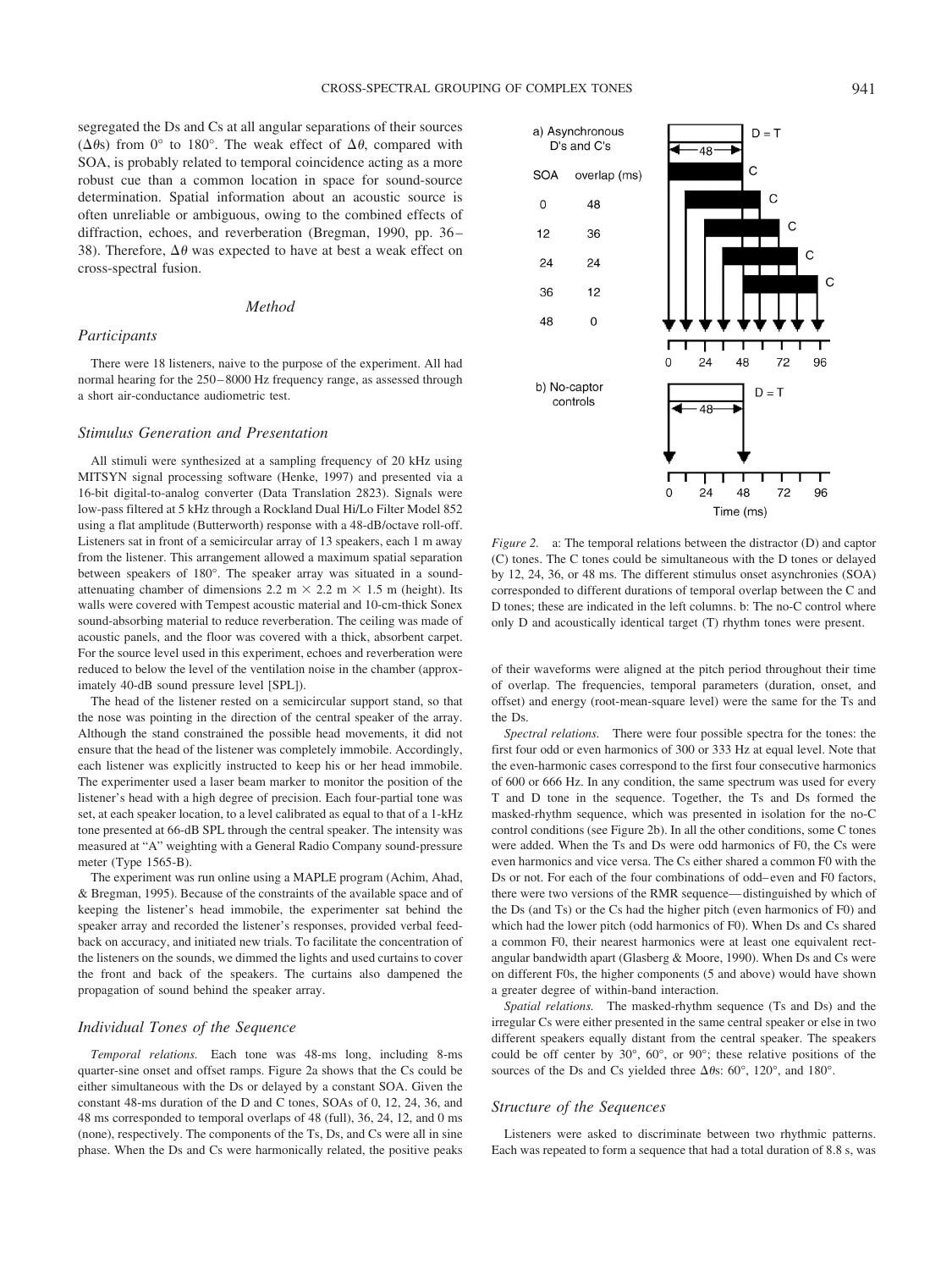segregated the Ds and Cs at all angular separations of their sources ($\Delta\theta$s) from 0° to 180°. The weak effect of $\Delta\theta$, compared with SOA, is probably related to temporal coincidence acting as a more robust cue than a common location in space for sound-source determination. Spatial information about an acoustic source is often unreliable or ambiguous, owing to the combined effects of diffraction, echoes, and reverberation (Bregman, 1990, pp. 36–38). Therefore, $\Delta\theta$ was expected to have at best a weak effect on cross-spectral fusion.

## Method

### Participants

There were 18 listeners, naive to the purpose of the experiment. All had normal hearing for the 250–8000 Hz frequency range, as assessed through a short air-conductance audiometric test.

### Stimulus Generation and Presentation

All stimuli were synthesized at a sampling frequency of 20 kHz using MITSYN signal processing software (Henke, 1997) and presented via a 16-bit digital-to-analog converter (Data Translation 2823). Signals were low-pass filtered at 5 kHz through a Rockland Dual Hi/Lo Filter Model 852 using a flat amplitude (Butterworth) response with a 48-dB/octave roll-off. Listeners sat in front of a semicircular array of 13 speakers, each 1 m away from the listener. This arrangement allowed a maximum spatial separation between speakers of 180°. The speaker array was situated in a sound-attenuating chamber of dimensions 2.2 m × 2.2 m × 1.5 m (height). Its walls were covered with Tempest acoustic material and 10-cm-thick Sonex sound-absorbing material to reduce reverberation. The ceiling was made of acoustic panels, and the floor was covered with a thick, absorbent carpet. For the source level used in this experiment, echoes and reverberation were reduced to below the level of the ventilation noise in the chamber (approximately 40-dB sound pressure level [SPL]).

The head of the listener rested on a semicircular support stand, so that the nose was pointing in the direction of the central speaker of the array. Although the stand constrained the possible head movements, it did not ensure that the head of the listener was completely immobile. Accordingly, each listener was explicitly instructed to keep his or her head immobile. The experimenter used a laser beam marker to monitor the position of the listener's head with a high degree of precision. Each four-partial tone was set, at each speaker location, to a level calibrated as equal to that of a 1-kHz tone presented at 66-dB SPL through the central speaker. The intensity was measured at "A" weighting with a General Radio Company sound-pressure meter (Type 1565-B).

The experiment was run online using a MAPLE program (Achim, Ahad, & Bregman, 1995). Because of the constraints of the available space and of keeping the listener's head immobile, the experimenter sat behind the speaker array and recorded the listener's responses, provided verbal feedback on accuracy, and initiated new trials. To facilitate the concentration of the listeners on the sounds, we dimmed the lights and used curtains to cover the front and back of the speakers. The curtains also dampened the propagation of sound behind the speaker array.

### Individual Tones of the Sequence

*Temporal relations.* Each tone was 48-ms long, including 8-ms quarter-sine onset and offset ramps. Figure 2a shows that the Cs could be either simultaneous with the Ds or delayed by a constant SOA. Given the constant 48-ms duration of the D and C tones, SOAs of 0, 12, 24, 36, and 48 ms corresponded to temporal overlaps of 48 (full), 36, 24, 12, and 0 ms (none), respectively. The components of the Ts, Ds, and Cs were all in sine phase. When the Ds and Cs were harmonically related, the positive peaks

a) Asynchronous D's and C's
SOA overlap (ms)
0 48
12 36
24 24
36 12
48 0
D = T
48
C
0 24 48 72 96
b) No-captor controls
D = T
48
0 24 48 72 96
Time (ms)

*Figure 2.* a: The temporal relations between the distractor (D) and captor (C) tones. The C tones could be simultaneous with the D tones or delayed by 12, 24, 36, or 48 ms. The different stimulus onset asynchronies (SOA) corresponded to different durations of temporal overlap between the C and D tones; these are indicated in the left columns. b: The no-C control where only D and acoustically identical target (T) rhythm tones were present.

of their waveforms were aligned at the pitch period throughout their time of overlap. The frequencies, temporal parameters (duration, onset, and offset) and energy (root-mean-square level) were the same for the Ts and the Ds.

*Spectral relations.* There were four possible spectra for the tones: the first four odd or even harmonics of 300 or 333 Hz at equal level. Note that the even-harmonic cases correspond to the first four consecutive harmonics of 600 or 666 Hz. In any condition, the same spectrum was used for every T and D tone in the sequence. Together, the Ts and Ds formed the masked-rhythm sequence, which was presented in isolation for the no-C control conditions (see Figure 2b). In all the other conditions, some C tones were added. When the Ts and Ds were odd harmonics of F0, the Cs were even harmonics and vice versa. The Cs either shared a common F0 with the Ds or not. For each of the four combinations of odd–even and F0 factors, there were two versions of the RMR sequence—distinguished by which of the Ds (and Ts) or the Cs had the higher pitch (even harmonics of F0) and which had the lower pitch (odd harmonics of F0). When Ds and Cs shared a common F0, their nearest harmonics were at least one equivalent rectangular bandwidth apart (Glasberg & Moore, 1990). When Ds and Cs were on different F0s, the higher components (5 and above) would have shown a greater degree of within-band interaction.

*Spatial relations.* The masked-rhythm sequence (Ts and Ds) and the irregular Cs were either presented in the same central speaker or else in two different speakers equally distant from the central speaker. The speakers could be off center by 30°, 60°, or 90°; these relative positions of the sources of the Ds and Cs yielded three $\Delta\theta$s: 60°, 120°, and 180°.

### Structure of the Sequences

Listeners were asked to discriminate between two rhythmic patterns. Each was repeated to form a sequence that had a total duration of 8.8 s, was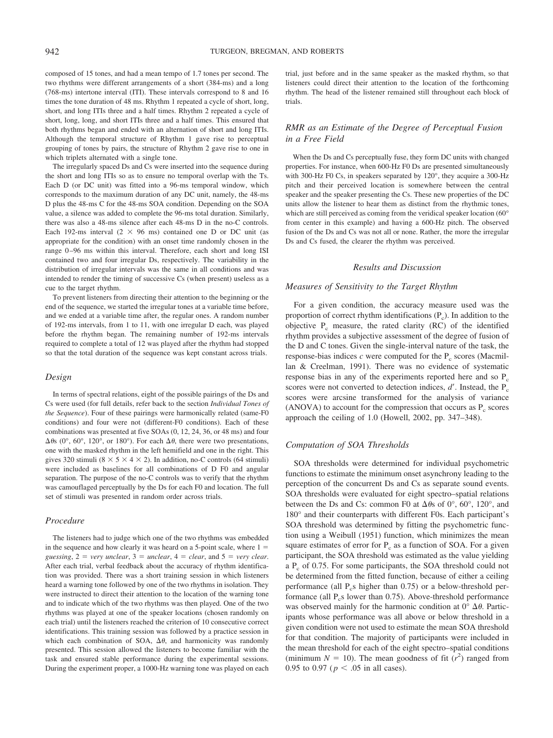composed of 15 tones, and had a mean tempo of 1.7 tones per second. The two rhythms were different arrangements of a short (384-ms) and a long (768-ms) intertone interval (ITI). These intervals correspond to 8 and 16 times the tone duration of 48 ms. Rhythm 1 repeated a cycle of short, long, short, and long ITIs three and a half times. Rhythm 2 repeated a cycle of short, long, long, and short ITIs three and a half times. This ensured that both rhythms began and ended with an alternation of short and long ITIs. Although the temporal structure of Rhythm 1 gave rise to perceptual grouping of tones by pairs, the structure of Rhythm 2 gave rise to one in which triplets alternated with a single tone.

The irregularly spaced Ds and Cs were inserted into the sequence during the short and long ITIs so as to ensure no temporal overlap with the Ts. Each D (or DC unit) was fitted into a 96-ms temporal window, which corresponds to the maximum duration of any DC unit, namely, the 48-ms D plus the 48-ms C for the 48-ms SOA condition. Depending on the SOA value, a silence was added to complete the 96-ms total duration. Similarly, there was also a 48-ms silence after each 48-ms D in the no-C controls. Each 192-ms interval ($2 \times 96$ ms) contained one D or DC unit (as appropriate for the condition) with an onset time randomly chosen in the range 0–96 ms within this interval. Therefore, each short and long ISI contained two and four irregular Ds, respectively. The variability in the distribution of irregular intervals was the same in all conditions and was intended to render the timing of successive Cs (when present) useless as a cue to the target rhythm.

To prevent listeners from directing their attention to the beginning or the end of the sequence, we started the irregular tones at a variable time before, and we ended at a variable time after, the regular ones. A random number of 192-ms intervals, from 1 to 11, with one irregular D each, was played before the rhythm began. The remaining number of 192-ms intervals required to complete a total of 12 was played after the rhythm had stopped so that the total duration of the sequence was kept constant across trials.

### Design

In terms of spectral relations, eight of the possible pairings of the Ds and Cs were used (for full details, refer back to the section *Individual Tones of the Sequence*). Four of these pairings were harmonically related (same-F0 conditions) and four were not (different-F0 conditions). Each of these combinations was presented at five SOAs (0, 12, 24, 36, or 48 ms) and four $\Delta\theta$s (0°, 60°, 120°, or 180°). For each $\Delta\theta$, there were two presentations, one with the masked rhythm in the left hemifield and one in the right. This gives 320 stimuli ($8 \times 5 \times 4 \times 2$). In addition, no-C controls (64 stimuli) were included as baselines for all combinations of D F0 and angular separation. The purpose of the no-C controls was to verify that the rhythm was camouflaged perceptually by the Ds for each F0 and location. The full set of stimuli was presented in random order across trials.

### Procedure

The listeners had to judge which one of the two rhythms was embedded in the sequence and how clearly it was heard on a 5-point scale, where 1 = *guessing*, 2 = *very unclear*, 3 = *unclear*, 4 = *clear*, and 5 = *very clear*. After each trial, verbal feedback about the accuracy of rhythm identification was provided. There was a short training session in which listeners heard a warning tone followed by one of the two rhythms in isolation. They were instructed to direct their attention to the location of the warning tone and to indicate which of the two rhythms was then played. One of the two rhythms was played at one of the speaker locations (chosen randomly on each trial) until the listeners reached the criterion of 10 consecutive correct identifications. This training session was followed by a practice session in which each combination of SOA, $\Delta\theta$, and harmonicity was randomly presented. This session allowed the listeners to become familiar with the task and ensured stable performance during the experimental sessions. During the experiment proper, a 1000-Hz warning tone was played on each trial, just before and in the same speaker as the masked rhythm, so that listeners could direct their attention to the location of the forthcoming rhythm. The head of the listener remained still throughout each block of trials.

### RMR as an Estimate of the Degree of Perceptual Fusion in a Free Field

When the Ds and Cs perceptually fuse, they form DC units with changed properties. For instance, when 600-Hz F0 Ds are presented simultaneously with 300-Hz F0 Cs, in speakers separated by 120°, they acquire a 300-Hz pitch and their perceived location is somewhere between the central speaker and the speaker presenting the Cs. These new properties of the DC units allow the listener to hear them as distinct from the rhythmic tones, which are still perceived as coming from the veridical speaker location (60° from center in this example) and having a 600-Hz pitch. The observed fusion of the Ds and Cs was not all or none. Rather, the more the irregular Ds and Cs fused, the clearer the rhythm was perceived.

## Results and Discussion

### Measures of Sensitivity to the Target Rhythm

For a given condition, the accuracy measure used was the proportion of correct rhythm identifications ($P_c$). In addition to the objective $P_c$ measure, the rated clarity (RC) of the identified rhythm provides a subjective assessment of the degree of fusion of the D and C tones. Given the single-interval nature of the task, the response-bias indices $c$ were computed for the $P_c$ scores (Macmillan & Creelman, 1991). There was no evidence of systematic response bias in any of the experiments reported here and so $P_c$ scores were not converted to detection indices, $d'$. Instead, the $P_c$ scores were arcsine transformed for the analysis of variance (ANOVA) to account for the compression that occurs as $P_c$ scores approach the ceiling of 1.0 (Howell, 2002, pp. 347–348).

### Computation of SOA Thresholds

SOA thresholds were determined for individual psychometric functions to estimate the minimum onset asynchrony leading to the perception of the concurrent Ds and Cs as separate sound events. SOA thresholds were evaluated for eight spectro–spatial relations between the Ds and Cs: common F0 at $\Delta\theta$s of 0°, 60°, 120°, and 180° and their counterparts with different F0s. Each participant's SOA threshold was determined by fitting the psychometric function using a Weibull (1951) function, which minimizes the mean square estimates of error for $P_c$ as a function of SOA. For a given participant, the SOA threshold was estimated as the value yielding a $P_c$ of 0.75. For some participants, the SOA threshold could not be determined from the fitted function, because of either a ceiling performance (all $P_c$s higher than 0.75) or a below-threshold performance (all $P_c$s lower than 0.75). Above-threshold performance was observed mainly for the harmonic condition at 0° $\Delta\theta$. Participants whose performance was all above or below threshold in a given condition were not used to estimate the mean SOA threshold for that condition. The majority of participants were included in the mean threshold for each of the eight spectro–spatial conditions (minimum $N = 10$). The mean goodness of fit ($r^2$) ranged from 0.95 to 0.97 ($p < .05$ in all cases).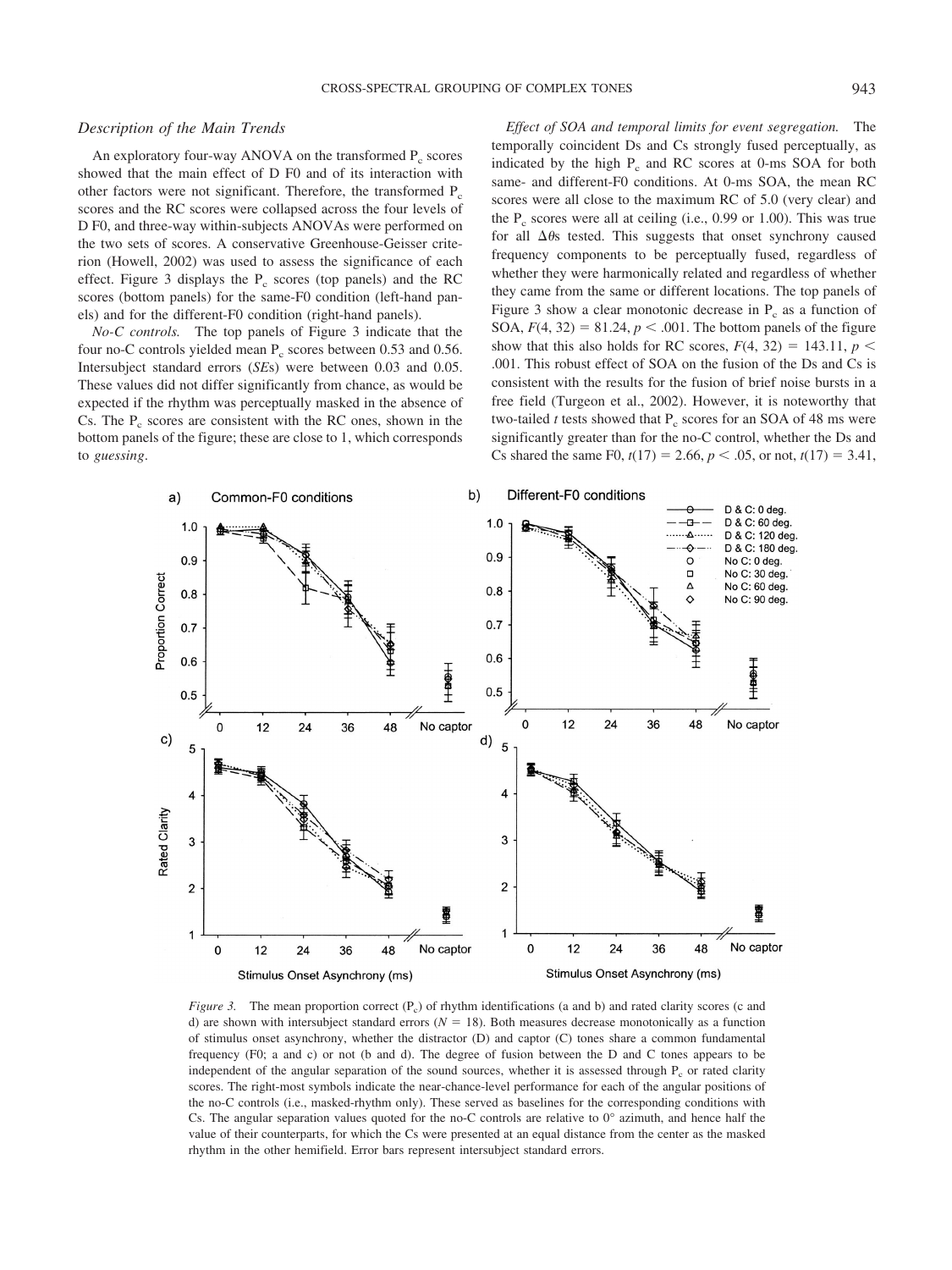### Description of the Main Trends

An exploratory four-way ANOVA on the transformed $P_c$ scores showed that the main effect of D F0 and of its interaction with other factors were not significant. Therefore, the transformed $P_c$ scores and the RC scores were collapsed across the four levels of D F0, and three-way within-subjects ANOVAs were performed on the two sets of scores. A conservative Greenhouse-Geisser criterion (Howell, 2002) was used to assess the significance of each effect. Figure 3 displays the $P_c$ scores (top panels) and the RC scores (bottom panels) for the same-F0 condition (left-hand panels) and for the different-F0 condition (right-hand panels).

*No-C controls.* The top panels of Figure 3 indicate that the four no-C controls yielded mean $P_c$ scores between 0.53 and 0.56. Intersubject standard errors (*SE*s) were between 0.03 and 0.05. These values did not differ significantly from chance, as would be expected if the rhythm was perceptually masked in the absence of Cs. The $P_c$ scores are consistent with the RC ones, shown in the bottom panels of the figure; these are close to 1, which corresponds to *guessing*.

*Effect of SOA and temporal limits for event segregation.* The temporally coincident Ds and Cs strongly fused perceptually, as indicated by the high $P_c$ and RC scores at 0-ms SOA for both same- and different-F0 conditions. At 0-ms SOA, the mean RC scores were all close to the maximum RC of 5.0 (very clear) and the $P_c$ scores were all at ceiling (i.e., 0.99 or 1.00). This was true for all $\Delta\theta$s tested. This suggests that onset synchrony caused frequency components to be perceptually fused, regardless of whether they were harmonically related and regardless of whether they came from the same or different locations. The top panels of Figure 3 show a clear monotonic decrease in $P_c$ as a function of SOA, $F(4, 32) = 81.24$, $p < .001$. The bottom panels of the figure show that this also holds for RC scores, $F(4, 32) = 143.11$, $p < .001$. This robust effect of SOA on the fusion of the Ds and Cs is consistent with the results for the fusion of brief noise bursts in a free field (Turgeon et al., 2002). However, it is noteworthy that two-tailed *t* tests showed that $P_c$ scores for an SOA of 48 ms were significantly greater than for the no-C control, whether the Ds and Cs shared the same F0, $t(17) = 2.66$, $p < .05$, or not, $t(17) = 3.41$,

a) Common-F0 conditions

b) Different-F0 conditions

D & C: 0 deg.
D & C: 60 deg.
D & C: 120 deg.
D & C: 180 deg.
No C: 0 deg.
No C: 30 deg.
No C: 60 deg.
No C: 90 deg.

Proportion Correct

1.0
0.9
0.8
0.7
0.6
0.5

0 12 24 36 48 No captor

c)

d)

Rated Clarity

5
4
3
2
1

Stimulus Onset Asynchrony (ms)

*Figure 3.* The mean proportion correct ($P_c$) of rhythm identifications (a and b) and rated clarity scores (c and d) are shown with intersubject standard errors ($N = 18$). Both measures decrease monotonically as a function of stimulus onset asynchrony, whether the distractor (D) and captor (C) tones share a common fundamental frequency (F0; a and c) or not (b and d). The degree of fusion between the D and C tones appears to be independent of the angular separation of the sound sources, whether it is assessed through $P_c$ or rated clarity scores. The right-most symbols indicate the near-chance-level performance for each of the angular positions of the no-C controls (i.e., masked-rhythm only). These served as baselines for the corresponding conditions with Cs. The angular separation values quoted for the no-C controls are relative to 0° azimuth, and hence half the value of their counterparts, for which the Cs were presented at an equal distance from the center as the masked rhythm in the other hemifield. Error bars represent intersubject standard errors.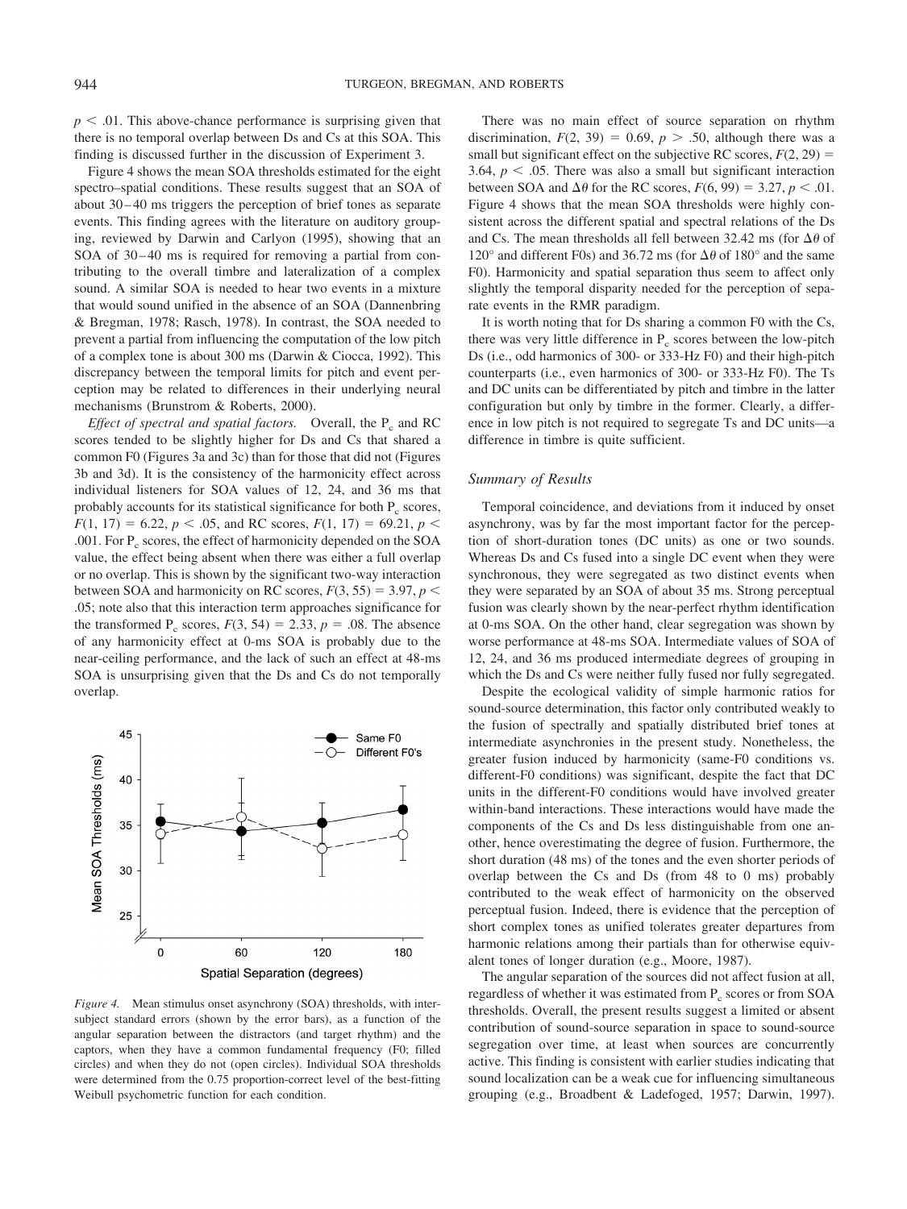$p < .01$. This above-chance performance is surprising given that there is no temporal overlap between Ds and Cs at this SOA. This finding is discussed further in the discussion of Experiment 3.

Figure 4 shows the mean SOA thresholds estimated for the eight spectro–spatial conditions. These results suggest that an SOA of about 30–40 ms triggers the perception of brief tones as separate events. This finding agrees with the literature on auditory grouping, reviewed by Darwin and Carlyon (1995), showing that an SOA of 30–40 ms is required for removing a partial from contributing to the overall timbre and lateralization of a complex sound. A similar SOA is needed to hear two events in a mixture that would sound unified in the absence of an SOA (Dannenbring & Bregman, 1978; Rasch, 1978). In contrast, the SOA needed to prevent a partial from influencing the computation of the low pitch of a complex tone is about 300 ms (Darwin & Ciocca, 1992). This discrepancy between the temporal limits for pitch and event perception may be related to differences in their underlying neural mechanisms (Brunstrom & Roberts, 2000).

*Effect of spectral and spatial factors.* Overall, the $P_c$ and RC scores tended to be slightly higher for Ds and Cs that shared a common F0 (Figures 3a and 3c) than for those that did not (Figures 3b and 3d). It is the consistency of the harmonicity effect across individual listeners for SOA values of 12, 24, and 36 ms that probably accounts for its statistical significance for both $P_c$ scores, $F(1, 17) = 6.22$, $p < .05$, and RC scores, $F(1, 17) = 69.21$, $p < .001$. For $P_c$ scores, the effect of harmonicity depended on the SOA value, the effect being absent when there was either a full overlap or no overlap. This is shown by the significant two-way interaction between SOA and harmonicity on RC scores, $F(3, 55) = 3.97$, $p < .05$; note also that this interaction term approaches significance for the transformed $P_c$ scores, $F(3, 54) = 2.33$, $p = .08$. The absence of any harmonicity effect at 0-ms SOA is probably due to the near-ceiling performance, and the lack of such an effect at 48-ms SOA is unsurprising given that the Ds and Cs do not temporally overlap.

Same F0
Different F0's
Mean SOA Thresholds (ms)
45
40
35
30
25
0
60
120
180
Spatial Separation (degrees)

*Figure 4.* Mean stimulus onset asynchrony (SOA) thresholds, with intersubject standard errors (shown by the error bars), as a function of the angular separation between the distractors (and target rhythm) and the captors, when they have a common fundamental frequency (F0; filled circles) and when they do not (open circles). Individual SOA thresholds were determined from the 0.75 proportion-correct level of the best-fitting Weibull psychometric function for each condition.

There was no main effect of source separation on rhythm discrimination, $F(2, 39) = 0.69$, $p > .50$, although there was a small but significant effect on the subjective RC scores, $F(2, 29) = 3.64$, $p < .05$. There was also a small but significant interaction between SOA and $\Delta\theta$ for the RC scores, $F(6, 99) = 3.27$, $p < .01$. Figure 4 shows that the mean SOA thresholds were highly consistent across the different spatial and spectral relations of the Ds and Cs. The mean thresholds all fell between 32.42 ms (for $\Delta\theta$ of 120° and different F0s) and 36.72 ms (for $\Delta\theta$ of 180° and the same F0). Harmonicity and spatial separation thus seem to affect only slightly the temporal disparity needed for the perception of separate events in the RMR paradigm.

It is worth noting that for Ds sharing a common F0 with the Cs, there was very little difference in $P_c$ scores between the low-pitch Ds (i.e., odd harmonics of 300- or 333-Hz F0) and their high-pitch counterparts (i.e., even harmonics of 300- or 333-Hz F0). The Ts and DC units can be differentiated by pitch and timbre in the latter configuration but only by timbre in the former. Clearly, a difference in low pitch is not required to segregate Ts and DC units—a difference in timbre is quite sufficient.

### Summary of Results

Temporal coincidence, and deviations from it induced by onset asynchrony, was by far the most important factor for the perception of short-duration tones (DC units) as one or two sounds. Whereas Ds and Cs fused into a single DC event when they were synchronous, they were segregated as two distinct events when they were separated by an SOA of about 35 ms. Strong perceptual fusion was clearly shown by the near-perfect rhythm identification at 0-ms SOA. On the other hand, clear segregation was shown by worse performance at 48-ms SOA. Intermediate values of SOA of 12, 24, and 36 ms produced intermediate degrees of grouping in which the Ds and Cs were neither fully fused nor fully segregated.

Despite the ecological validity of simple harmonic ratios for sound-source determination, this factor only contributed weakly to the fusion of spectrally and spatially distributed brief tones at intermediate asynchronies in the present study. Nonetheless, the greater fusion induced by harmonicity (same-F0 conditions vs. different-F0 conditions) was significant, despite the fact that DC units in the different-F0 conditions would have involved greater within-band interactions. These interactions would have made the components of the Cs and Ds less distinguishable from one another, hence overestimating the degree of fusion. Furthermore, the short duration (48 ms) of the tones and the even shorter periods of overlap between the Cs and Ds (from 48 to 0 ms) probably contributed to the weak effect of harmonicity on the observed perceptual fusion. Indeed, there is evidence that the perception of short complex tones as unified tolerates greater departures from harmonic relations among their partials than for otherwise equivalent tones of longer duration (e.g., Moore, 1987).

The angular separation of the sources did not affect fusion at all, regardless of whether it was estimated from $P_c$ scores or from SOA thresholds. Overall, the present results suggest a limited or absent contribution of sound-source separation in space to sound-source segregation over time, at least when sources are concurrently active. This finding is consistent with earlier studies indicating that sound localization can be a weak cue for influencing simultaneous grouping (e.g., Broadbent & Ladefoged, 1957; Darwin, 1997).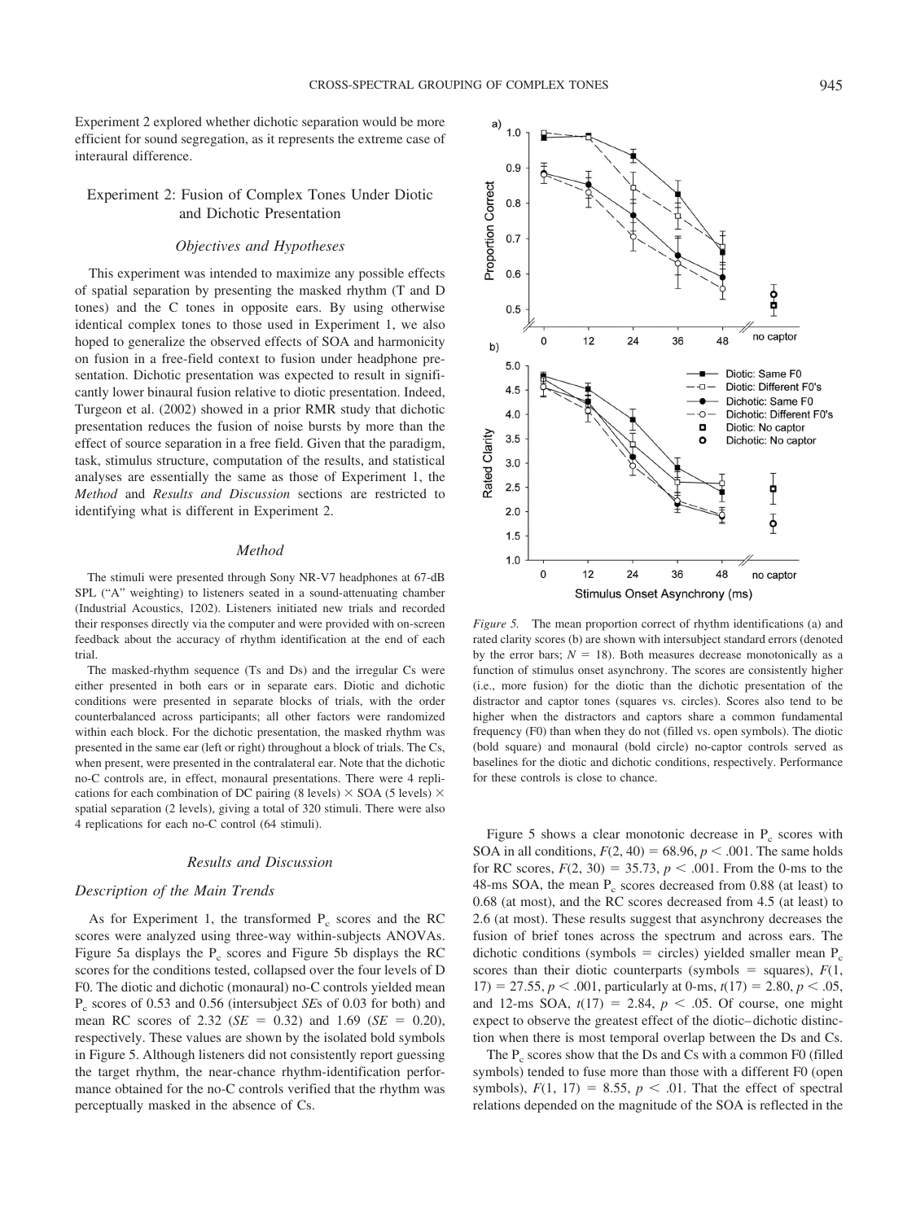Experiment 2 explored whether dichotic separation would be more efficient for sound segregation, as it represents the extreme case of interaural difference.

## Experiment 2: Fusion of Complex Tones Under Diotic and Dichotic Presentation

### Objectives and Hypotheses

This experiment was intended to maximize any possible effects of spatial separation by presenting the masked rhythm (T and D tones) and the C tones in opposite ears. By using otherwise identical complex tones to those used in Experiment 1, we also hoped to generalize the observed effects of SOA and harmonicity on fusion in a free-field context to fusion under headphone presentation. Dichotic presentation was expected to result in significantly lower binaural fusion relative to diotic presentation. Indeed, Turgeon et al. (2002) showed in a prior RMR study that dichotic presentation reduces the fusion of noise bursts by more than the effect of source separation in a free field. Given that the paradigm, task, stimulus structure, computation of the results, and statistical analyses are essentially the same as those of Experiment 1, the *Method* and *Results and Discussion* sections are restricted to identifying what is different in Experiment 2.

### Method

The stimuli were presented through Sony NR-V7 headphones at 67-dB SPL ("A" weighting) to listeners seated in a sound-attenuating chamber (Industrial Acoustics, 1202). Listeners initiated new trials and recorded their responses directly via the computer and were provided with on-screen feedback about the accuracy of rhythm identification at the end of each trial.

The masked-rhythm sequence (Ts and Ds) and the irregular Cs were either presented in both ears or in separate ears. Diotic and dichotic conditions were presented in separate blocks of trials, with the order counterbalanced across participants; all other factors were randomized within each block. For the dichotic presentation, the masked rhythm was presented in the same ear (left or right) throughout a block of trials. The Cs, when present, were presented in the contralateral ear. Note that the dichotic no-C controls are, in effect, monaural presentations. There were 4 replications for each combination of DC pairing (8 levels) × SOA (5 levels) × spatial separation (2 levels), giving a total of 320 stimuli. There were also 4 replications for each no-C control (64 stimuli).

### Results and Discussion

#### Description of the Main Trends

As for Experiment 1, the transformed $P_c$ scores and the RC scores were analyzed using three-way within-subjects ANOVAs. Figure 5a displays the $P_c$ scores and Figure 5b displays the RC scores for the conditions tested, collapsed over the four levels of D F0. The diotic and dichotic (monaural) no-C controls yielded mean $P_c$ scores of 0.53 and 0.56 (intersubject *SE*s of 0.03 for both) and mean RC scores of 2.32 ($SE = 0.32$) and 1.69 ($SE = 0.20$), respectively. These values are shown by the isolated bold symbols in Figure 5. Although listeners did not consistently report guessing the target rhythm, the near-chance rhythm-identification performance obtained for the no-C controls verified that the rhythm was perceptually masked in the absence of Cs.

a)
Proportion Correct
1.0
0.9
0.8
0.7
0.6
0.5
0 12 24 36 48 no captor

b)
Rated Clarity
5.0
4.5
4.0
3.5
3.0
2.5
2.0
1.5
1.0
0 12 24 36 48 no captor
Stimulus Onset Asynchrony (ms)

Diotic: Same F0
Diotic: Different F0's
Dichotic: Same F0
Dichotic: Different F0's
Diotic: No captor
Dichotic: No captor

*Figure 5.* The mean proportion correct of rhythm identifications (a) and rated clarity scores (b) are shown with intersubject standard errors (denoted by the error bars; $N = 18$). Both measures decrease monotonically as a function of stimulus onset asynchrony. The scores are consistently higher (i.e., more fusion) for the diotic than the dichotic presentation of the distractor and captor tones (squares vs. circles). Scores also tend to be higher when the distractors and captors share a common fundamental frequency (F0) than when they do not (filled vs. open symbols). The diotic (bold square) and monaural (bold circle) no-captor controls served as baselines for the diotic and dichotic conditions, respectively. Performance for these controls is close to chance.

Figure 5 shows a clear monotonic decrease in $P_c$ scores with SOA in all conditions, $F(2, 40) = 68.96$, $p < .001$. The same holds for RC scores, $F(2, 30) = 35.73$, $p < .001$. From the 0-ms to the 48-ms SOA, the mean $P_c$ scores decreased from 0.88 (at least) to 0.68 (at most), and the RC scores decreased from 4.5 (at least) to 2.6 (at most). These results suggest that asynchrony decreases the fusion of brief tones across the spectrum and across ears. The dichotic conditions (symbols = circles) yielded smaller mean $P_c$ scores than their diotic counterparts (symbols = squares), $F(1, 17) = 27.55$, $p < .001$, particularly at 0-ms, $t(17) = 2.80$, $p < .05$, and 12-ms SOA, $t(17) = 2.84$, $p < .05$. Of course, one might expect to observe the greatest effect of the diotic–dichotic distinction when there is most temporal overlap between the Ds and Cs.

The $P_c$ scores show that the Ds and Cs with a common F0 (filled symbols) tended to fuse more than those with a different F0 (open symbols), $F(1, 17) = 8.55$, $p < .01$. That the effect of spectral relations depended on the magnitude of the SOA is reflected in the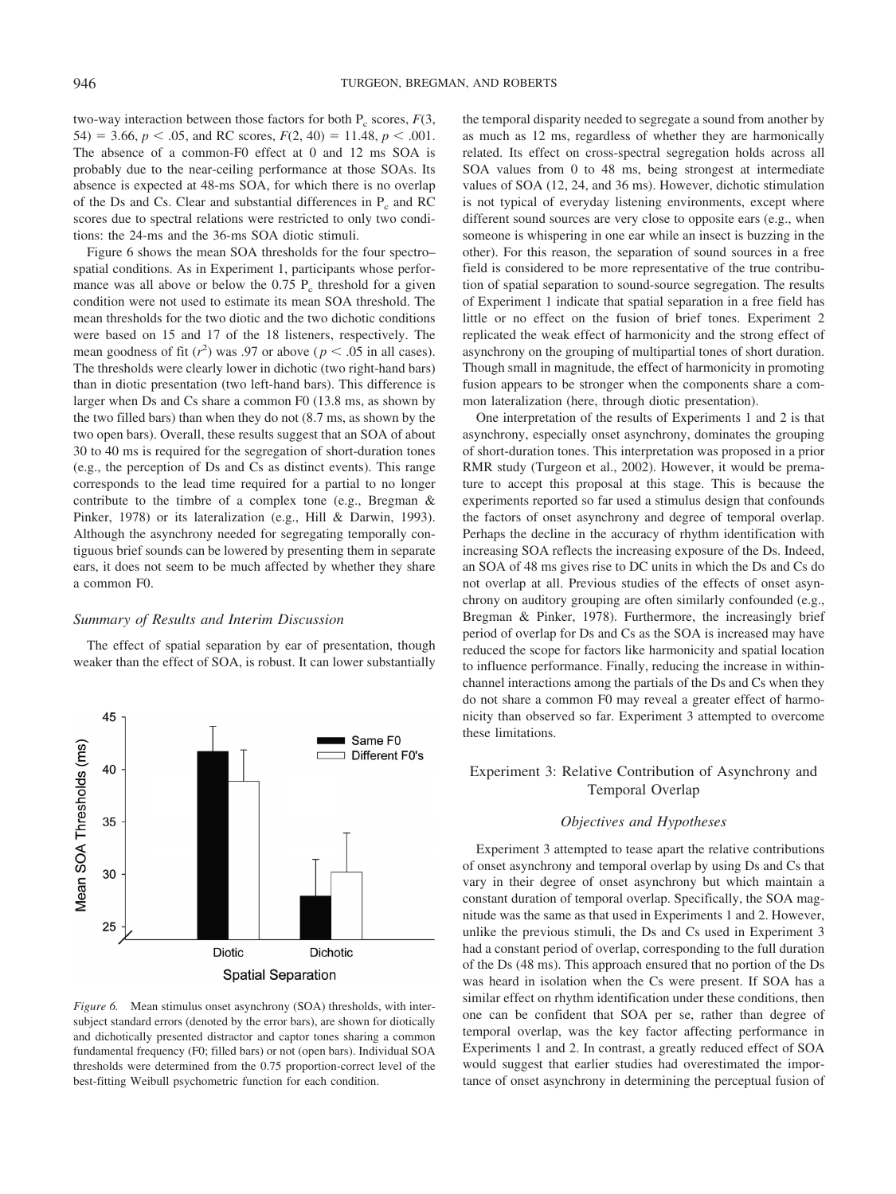two-way interaction between those factors for both $P_c$ scores, $F(3, 54) = 3.66$, $p < .05$, and RC scores, $F(2, 40) = 11.48$, $p < .001$. The absence of a common-F0 effect at 0 and 12 ms SOA is probably due to the near-ceiling performance at those SOAs. Its absence is expected at 48-ms SOA, for which there is no overlap of the Ds and Cs. Clear and substantial differences in $P_c$ and RC scores due to spectral relations were restricted to only two conditions: the 24-ms and the 36-ms SOA diotic stimuli.

Figure 6 shows the mean SOA thresholds for the four spectro–spatial conditions. As in Experiment 1, participants whose performance was all above or below the 0.75 $P_c$ threshold for a given condition were not used to estimate its mean SOA threshold. The mean thresholds for the two diotic and the two dichotic conditions were based on 15 and 17 of the 18 listeners, respectively. The mean goodness of fit ($r^2$) was .97 or above ($p < .05$ in all cases). The thresholds were clearly lower in dichotic (two right-hand bars) than in diotic presentation (two left-hand bars). This difference is larger when Ds and Cs share a common F0 (13.8 ms, as shown by the two filled bars) than when they do not (8.7 ms, as shown by the two open bars). Overall, these results suggest that an SOA of about 30 to 40 ms is required for the segregation of short-duration tones (e.g., the perception of Ds and Cs as distinct events). This range corresponds to the lead time required for a partial to no longer contribute to the timbre of a complex tone (e.g., Bregman & Pinker, 1978) or its lateralization (e.g., Hill & Darwin, 1993). Although the asynchrony needed for segregating temporally contiguous brief sounds can be lowered by presenting them in separate ears, it does not seem to be much affected by whether they share a common F0.

### *Summary of Results and Interim Discussion*

The effect of spatial separation by ear of presentation, though weaker than the effect of SOA, is robust. It can lower substantially the temporal disparity needed to segregate a sound from another by as much as 12 ms, regardless of whether they are harmonically related. Its effect on cross-spectral segregation holds across all SOA values from 0 to 48 ms, being strongest at intermediate values of SOA (12, 24, and 36 ms). However, dichotic stimulation is not typical of everyday listening environments, except where different sound sources are very close to opposite ears (e.g., when someone is whispering in one ear while an insect is buzzing in the other). For this reason, the separation of sound sources in a free field is considered to be more representative of the true contribution of spatial separation to sound-source segregation. The results of Experiment 1 indicate that spatial separation in a free field has little or no effect on the fusion of brief tones. Experiment 2 replicated the weak effect of harmonicity and the strong effect of asynchrony on the grouping of multipartial tones of short duration. Though small in magnitude, the effect of harmonicity in promoting fusion appears to be stronger when the components share a common lateralization (here, through diotic presentation).

One interpretation of the results of Experiments 1 and 2 is that asynchrony, especially onset asynchrony, dominates the grouping of short-duration tones. This interpretation was proposed in a prior RMR study (Turgeon et al., 2002). However, it would be premature to accept this proposal at this stage. This is because the experiments reported so far used a stimulus design that confounds the factors of onset asynchrony and degree of temporal overlap. Perhaps the decline in the accuracy of rhythm identification with increasing SOA reflects the increasing exposure of the Ds. Indeed, an SOA of 48 ms gives rise to DC units in which the Ds and Cs do not overlap at all. Previous studies of the effects of onset asynchrony on auditory grouping are often similarly confounded (e.g., Bregman & Pinker, 1978). Furthermore, the increasingly brief period of overlap for Ds and Cs as the SOA is increased may have reduced the scope for factors like harmonicity and spatial location to influence performance. Finally, reducing the increase in within-channel interactions among the partials of the Ds and Cs when they do not share a common F0 may reveal a greater effect of harmonicity than observed so far. Experiment 3 attempted to overcome these limitations.

45
40
35
30
25
Mean SOA Thresholds (ms)
Same F0
Different F0's
Diotic
Dichotic
Spatial Separation

*Figure 6.* Mean stimulus onset asynchrony (SOA) thresholds, with intersubject standard errors (denoted by the error bars), are shown for diotically and dichotically presented distractor and captor tones sharing a common fundamental frequency (F0; filled bars) or not (open bars). Individual SOA thresholds were determined from the 0.75 proportion-correct level of the best-fitting Weibull psychometric function for each condition.

## Experiment 3: Relative Contribution of Asynchrony and Temporal Overlap

### *Objectives and Hypotheses*

Experiment 3 attempted to tease apart the relative contributions of onset asynchrony and temporal overlap by using Ds and Cs that vary in their degree of onset asynchrony but which maintain a constant duration of temporal overlap. Specifically, the SOA magnitude was the same as that used in Experiments 1 and 2. However, unlike the previous stimuli, the Ds and Cs used in Experiment 3 had a constant period of overlap, corresponding to the full duration of the Ds (48 ms). This approach ensured that no portion of the Ds was heard in isolation when the Cs were present. If SOA has a similar effect on rhythm identification under these conditions, then one can be confident that SOA per se, rather than degree of temporal overlap, was the key factor affecting performance in Experiments 1 and 2. In contrast, a greatly reduced effect of SOA would suggest that earlier studies had overestimated the importance of onset asynchrony in determining the perceptual fusion of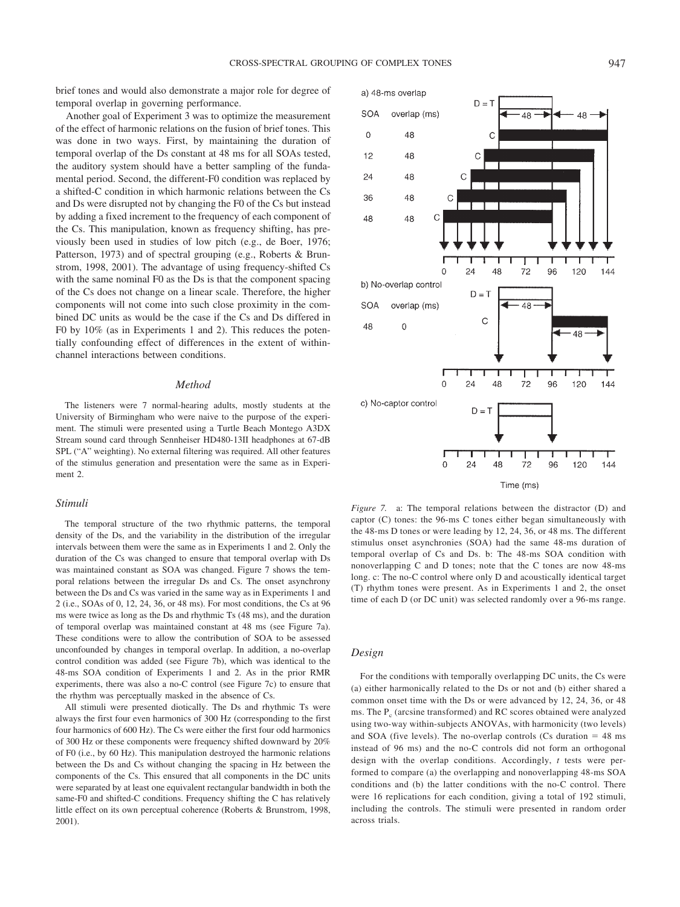brief tones and would also demonstrate a major role for degree of temporal overlap in governing performance.

Another goal of Experiment 3 was to optimize the measurement of the effect of harmonic relations on the fusion of brief tones. This was done in two ways. First, by maintaining the duration of temporal overlap of the Ds constant at 48 ms for all SOAs tested, the auditory system should have a better sampling of the fundamental period. Second, the different-F0 condition was replaced by a shifted-C condition in which harmonic relations between the Cs and Ds were disrupted not by changing the F0 of the Cs but instead by adding a fixed increment to the frequency of each component of the Cs. This manipulation, known as frequency shifting, has previously been used in studies of low pitch (e.g., de Boer, 1976; Patterson, 1973) and of spectral grouping (e.g., Roberts & Brunstrom, 1998, 2001). The advantage of using frequency-shifted Cs with the same nominal F0 as the Ds is that the component spacing of the Cs does not change on a linear scale. Therefore, the higher components will not come into such close proximity in the combined DC units as would be the case if the Cs and Ds differed in F0 by 10% (as in Experiments 1 and 2). This reduces the potentially confounding effect of differences in the extent of within-channel interactions between conditions.

## *Method*

The listeners were 7 normal-hearing adults, mostly students at the University of Birmingham who were naive to the purpose of the experiment. The stimuli were presented using a Turtle Beach Montego A3DX Stream sound card through Sennheiser HD480-13II headphones at 67-dB SPL ("A" weighting). No external filtering was required. All other features of the stimulus generation and presentation were the same as in Experiment 2.

### *Stimuli*

The temporal structure of the two rhythmic patterns, the temporal density of the Ds, and the variability in the distribution of the irregular intervals between them were the same as in Experiments 1 and 2. Only the duration of the Cs was changed to ensure that temporal overlap with Ds was maintained constant as SOA was changed. Figure 7 shows the temporal relations between the irregular Ds and Cs. The onset asynchrony between the Ds and Cs was varied in the same way as in Experiments 1 and 2 (i.e., SOAs of 0, 12, 24, 36, or 48 ms). For most conditions, the Cs at 96 ms were twice as long as the Ds and rhythmic Ts (48 ms), and the duration of temporal overlap was maintained constant at 48 ms (see Figure 7a). These conditions were to allow the contribution of SOA to be assessed unconfounded by changes in temporal overlap. In addition, a no-overlap control condition was added (see Figure 7b), which was identical to the 48-ms SOA condition of Experiments 1 and 2. As in the prior RMR experiments, there was also a no-C control (see Figure 7c) to ensure that the rhythm was perceptually masked in the absence of Cs.

All stimuli were presented diotically. The Ds and rhythmic Ts were always the first four even harmonics of 300 Hz (corresponding to the first four harmonics of 600 Hz). The Cs were either the first four odd harmonics of 300 Hz or these components were frequency shifted downward by 20% of F0 (i.e., by 60 Hz). This manipulation destroyed the harmonic relations between the Ds and Cs without changing the spacing in Hz between the components of the Cs. This ensured that all components in the DC units were separated by at least one equivalent rectangular bandwidth in both the same-F0 and shifted-C conditions. Frequency shifting the C has relatively little effect on its own perceptual coherence (Roberts & Brunstrom, 1998, 2001).

a) 48-ms overlap

D = T

SOA overlap (ms)

0 48

12 48

24 48

36 48

48 48

C

48 48

0 24 48 72 96 120 144

b) No-overlap control

D = T

SOA overlap (ms)

48 0

C

48

48

0 24 48 72 96 120 144

c) No-captor control

D = T

0 24 48 72 96 120 144

Time (ms)

*Figure 7.* a: The temporal relations between the distractor (D) and captor (C) tones: the 96-ms C tones either began simultaneously with the 48-ms D tones or were leading by 12, 24, 36, or 48 ms. The different stimulus onset asynchronies (SOA) had the same 48-ms duration of temporal overlap of Cs and Ds. b: The 48-ms SOA condition with nonoverlapping C and D tones; note that the C tones are now 48-ms long. c: The no-C control where only D and acoustically identical target (T) rhythm tones were present. As in Experiments 1 and 2, the onset time of each D (or DC unit) was selected randomly over a 96-ms range.

### *Design*

For the conditions with temporally overlapping DC units, the Cs were (a) either harmonically related to the Ds or not and (b) either shared a common onset time with the Ds or were advanced by 12, 24, 36, or 48 ms. The $P_c$ (arcsine transformed) and RC scores obtained were analyzed using two-way within-subjects ANOVAs, with harmonicity (two levels) and SOA (five levels). The no-overlap controls (Cs duration = 48 ms instead of 96 ms) and the no-C controls did not form an orthogonal design with the overlap conditions. Accordingly, *t* tests were performed to compare (a) the overlapping and nonoverlapping 48-ms SOA conditions and (b) the latter conditions with the no-C control. There were 16 replications for each condition, giving a total of 192 stimuli, including the controls. The stimuli were presented in random order across trials.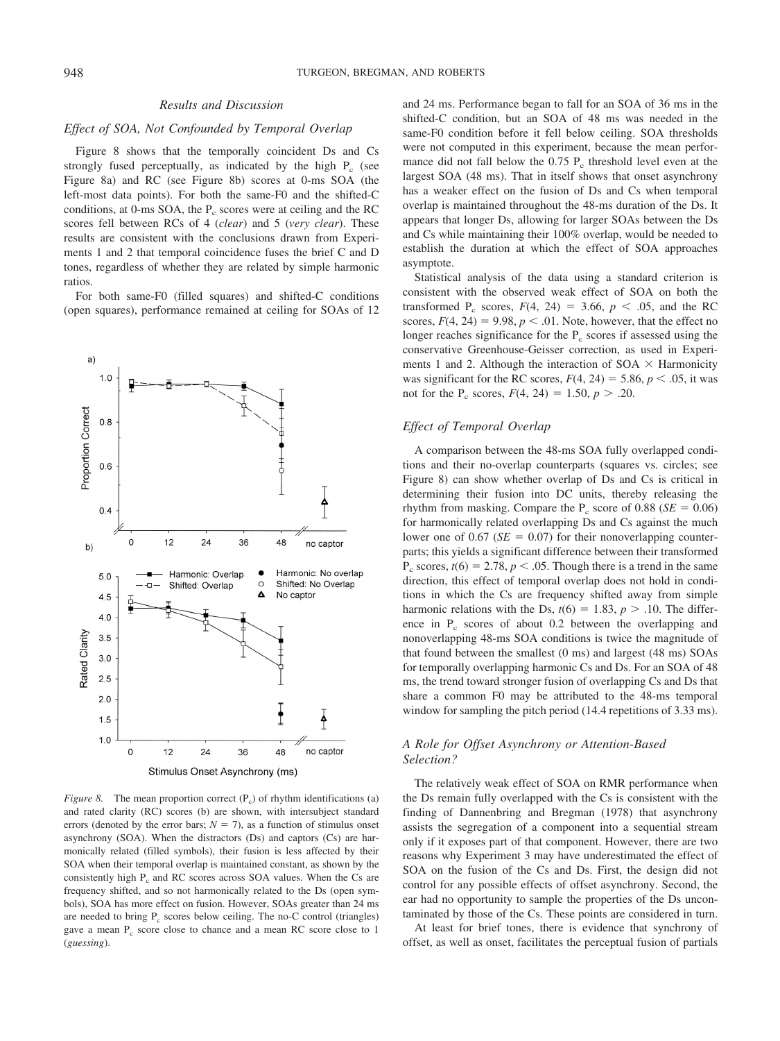### *Results and Discussion*

#### *Effect of SOA, Not Confounded by Temporal Overlap*

Figure 8 shows that the temporally coincident Ds and Cs strongly fused perceptually, as indicated by the high $P_c$ (see Figure 8a) and RC (see Figure 8b) scores at 0-ms SOA (the left-most data points). For both the same-F0 and the shifted-C conditions, at 0-ms SOA, the $P_c$ scores were at ceiling and the RC scores fell between RCs of 4 (*clear*) and 5 (*very clear*). These results are consistent with the conclusions drawn from Experiments 1 and 2 that temporal coincidence fuses the brief C and D tones, regardless of whether they are related by simple harmonic ratios.

For both same-F0 (filled squares) and shifted-C conditions (open squares), performance remained at ceiling for SOAs of 12 and 24 ms. Performance began to fall for an SOA of 36 ms in the shifted-C condition, but an SOA of 48 ms was needed in the same-F0 condition before it fell below ceiling. SOA thresholds were not computed in this experiment, because the mean performance did not fall below the 0.75 $P_c$ threshold level even at the largest SOA (48 ms). That in itself shows that onset asynchrony has a weaker effect on the fusion of Ds and Cs when temporal overlap is maintained throughout the 48-ms duration of the Ds. It appears that longer Ds, allowing for larger SOAs between the Ds and Cs while maintaining their 100% overlap, would be needed to establish the duration at which the effect of SOA approaches asymptote.

Statistical analysis of the data using a standard criterion is consistent with the observed weak effect of SOA on both the transformed $P_c$ scores, $F(4, 24) = 3.66$, $p < .05$, and the RC scores, $F(4, 24) = 9.98$, $p < .01$. Note, however, that the effect no longer reaches significance for the $P_c$ scores if assessed using the conservative Greenhouse-Geisser correction, as used in Experiments 1 and 2. Although the interaction of SOA × Harmonicity was significant for the RC scores, $F(4, 24) = 5.86$, $p < .05$, it was not for the $P_c$ scores, $F(4, 24) = 1.50$, $p > .20$.

a)
1.0
0.8
0.6
0.4
Proportion Correct
0 12 24 36 48 no captor

b)
Harmonic: Overlap
Shifted: Overlap
Harmonic: No overlap
Shifted: No Overlap
No captor
5.0
4.5
4.0
3.5
3.0
2.5
2.0
1.5
1.0
Rated Clarity
0 12 24 36 48 no captor
Stimulus Onset Asynchrony (ms)

*Figure 8.* The mean proportion correct ($P_c$) of rhythm identifications (a) and rated clarity (RC) scores (b) are shown, with intersubject standard errors (denoted by the error bars; $N = 7$), as a function of stimulus onset asynchrony (SOA). When the distractors (Ds) and captors (Cs) are harmonically related (filled symbols), their fusion is less affected by their SOA when their temporal overlap is maintained constant, as shown by the consistently high $P_c$ and RC scores across SOA values. When the Cs are frequency shifted, and so not harmonically related to the Ds (open symbols), SOA has more effect on fusion. However, SOAs greater than 24 ms are needed to bring $P_c$ scores below ceiling. The no-C control (triangles) gave a mean $P_c$ score close to chance and a mean RC score close to 1 (*guessing*).

#### *Effect of Temporal Overlap*

A comparison between the 48-ms SOA fully overlapped conditions and their no-overlap counterparts (squares vs. circles; see Figure 8) can show whether overlap of Ds and Cs is critical in determining their fusion into DC units, thereby releasing the rhythm from masking. Compare the $P_c$ score of 0.88 ($SE = 0.06$) for harmonically related overlapping Ds and Cs against the much lower one of 0.67 ($SE = 0.07$) for their nonoverlapping counterparts; this yields a significant difference between their transformed $P_c$ scores, $t(6) = 2.78$, $p < .05$. Though there is a trend in the same direction, this effect of temporal overlap does not hold in conditions in which the Cs are frequency shifted away from simple harmonic relations with the Ds, $t(6) = 1.83$, $p > .10$. The difference in $P_c$ scores of about 0.2 between the overlapping and nonoverlapping 48-ms SOA conditions is twice the magnitude of that found between the smallest (0 ms) and largest (48 ms) SOAs for temporally overlapping harmonic Cs and Ds. For an SOA of 48 ms, the trend toward stronger fusion of overlapping Cs and Ds that share a common F0 may be attributed to the 48-ms temporal window for sampling the pitch period (14.4 repetitions of 3.33 ms).

#### *A Role for Offset Asynchrony or Attention-Based Selection?*

The relatively weak effect of SOA on RMR performance when the Ds remain fully overlapped with the Cs is consistent with the finding of Dannenbring and Bregman (1978) that asynchrony assists the segregation of a component into a sequential stream only if it exposes part of that component. However, there are two reasons why Experiment 3 may have underestimated the effect of SOA on the fusion of the Cs and Ds. First, the design did not control for any possible effects of offset asynchrony. Second, the ear had no opportunity to sample the properties of the Ds uncontaminated by those of the Cs. These points are considered in turn.

At least for brief tones, there is evidence that synchrony of offset, as well as onset, facilitates the perceptual fusion of partials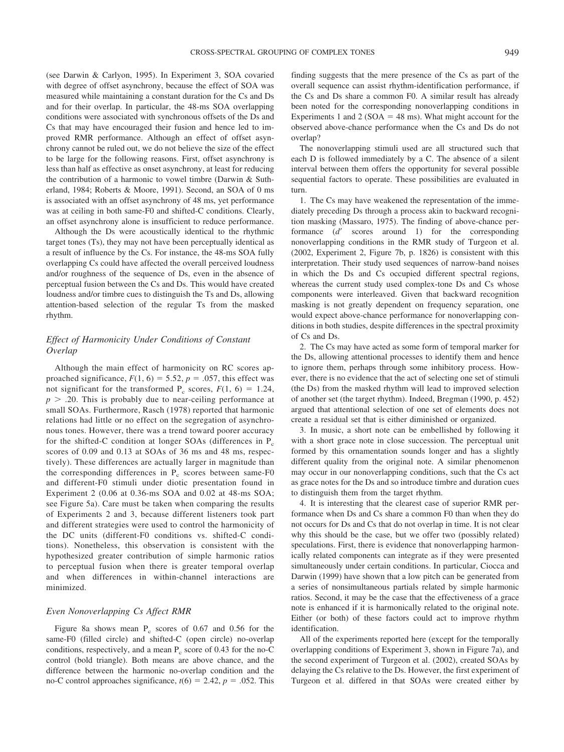(see Darwin & Carlyon, 1995). In Experiment 3, SOA covaried with degree of offset asynchrony, because the effect of SOA was measured while maintaining a constant duration for the Cs and Ds and for their overlap. In particular, the 48-ms SOA overlapping conditions were associated with synchronous offsets of the Ds and Cs that may have encouraged their fusion and hence led to improved RMR performance. Although an effect of offset asynchrony cannot be ruled out, we do not believe the size of the effect to be large for the following reasons. First, offset asynchrony is less than half as effective as onset asynchrony, at least for reducing the contribution of a harmonic to vowel timbre (Darwin & Sutherland, 1984; Roberts & Moore, 1991). Second, an SOA of 0 ms is associated with an offset asynchrony of 48 ms, yet performance was at ceiling in both same-F0 and shifted-C conditions. Clearly, an offset asynchrony alone is insufficient to reduce performance.

Although the Ds were acoustically identical to the rhythmic target tones (Ts), they may not have been perceptually identical as a result of influence by the Cs. For instance, the 48-ms SOA fully overlapping Cs could have affected the overall perceived loudness and/or roughness of the sequence of Ds, even in the absence of perceptual fusion between the Cs and Ds. This would have created loudness and/or timbre cues to distinguish the Ts and Ds, allowing attention-based selection of the regular Ts from the masked rhythm.

### *Effect of Harmonicity Under Conditions of Constant Overlap*

Although the main effect of harmonicity on RC scores approached significance, $F(1, 6) = 5.52$, $p = .057$, this effect was not significant for the transformed $P_c$ scores, $F(1, 6) = 1.24$, $p > .20$. This is probably due to near-ceiling performance at small SOAs. Furthermore, Rasch (1978) reported that harmonic relations had little or no effect on the segregation of asynchronous tones. However, there was a trend toward poorer accuracy for the shifted-C condition at longer SOAs (differences in $P_c$ scores of 0.09 and 0.13 at SOAs of 36 ms and 48 ms, respectively). These differences are actually larger in magnitude than the corresponding differences in $P_c$ scores between same-F0 and different-F0 stimuli under diotic presentation found in Experiment 2 (0.06 at 0.36-ms SOA and 0.02 at 48-ms SOA; see Figure 5a). Care must be taken when comparing the results of Experiments 2 and 3, because different listeners took part and different strategies were used to control the harmonicity of the DC units (different-F0 conditions vs. shifted-C conditions). Nonetheless, this observation is consistent with the hypothesized greater contribution of simple harmonic ratios to perceptual fusion when there is greater temporal overlap and when differences in within-channel interactions are minimized.

### *Even Nonoverlapping Cs Affect RMR*

Figure 8a shows mean $P_c$ scores of 0.67 and 0.56 for the same-F0 (filled circle) and shifted-C (open circle) no-overlap conditions, respectively, and a mean $P_c$ score of 0.43 for the no-C control (bold triangle). Both means are above chance, and the difference between the harmonic no-overlap condition and the no-C control approaches significance, $t(6) = 2.42$, $p = .052$. This finding suggests that the mere presence of the Cs as part of the overall sequence can assist rhythm-identification performance, if the Cs and Ds share a common F0. A similar result has already been noted for the corresponding nonoverlapping conditions in Experiments 1 and 2 (SOA = 48 ms). What might account for the observed above-chance performance when the Cs and Ds do not overlap?

The nonoverlapping stimuli used are all structured such that each D is followed immediately by a C. The absence of a silent interval between them offers the opportunity for several possible sequential factors to operate. These possibilities are evaluated in turn.

1. The Cs may have weakened the representation of the immediately preceding Ds through a process akin to backward recognition masking (Massaro, 1975). The finding of above-chance performance ($d'$ scores around 1) for the corresponding nonoverlapping conditions in the RMR study of Turgeon et al. (2002, Experiment 2, Figure 7b, p. 1826) is consistent with this interpretation. Their study used sequences of narrow-band noises in which the Ds and Cs occupied different spectral regions, whereas the current study used complex-tone Ds and Cs whose components were interleaved. Given that backward recognition masking is not greatly dependent on frequency separation, one would expect above-chance performance for nonoverlapping conditions in both studies, despite differences in the spectral proximity of Cs and Ds.

2. The Cs may have acted as some form of temporal marker for the Ds, allowing attentional processes to identify them and hence to ignore them, perhaps through some inhibitory process. However, there is no evidence that the act of selecting one set of stimuli (the Ds) from the masked rhythm will lead to improved selection of another set (the target rhythm). Indeed, Bregman (1990, p. 452) argued that attentional selection of one set of elements does not create a residual set that is either diminished or organized.

3. In music, a short note can be embellished by following it with a short grace note in close succession. The perceptual unit formed by this ornamentation sounds longer and has a slightly different quality from the original note. A similar phenomenon may occur in our nonoverlapping conditions, such that the Cs act as grace notes for the Ds and so introduce timbre and duration cues to distinguish them from the target rhythm.

4. It is interesting that the clearest case of superior RMR performance when Ds and Cs share a common F0 than when they do not occurs for Ds and Cs that do not overlap in time. It is not clear why this should be the case, but we offer two (possibly related) speculations. First, there is evidence that nonoverlapping harmonically related components can integrate as if they were presented simultaneously under certain conditions. In particular, Ciocca and Darwin (1999) have shown that a low pitch can be generated from a series of nonsimultaneous partials related by simple harmonic ratios. Second, it may be the case that the effectiveness of a grace note is enhanced if it is harmonically related to the original note. Either (or both) of these factors could act to improve rhythm identification.

All of the experiments reported here (except for the temporally overlapping conditions of Experiment 3, shown in Figure 7a), and the second experiment of Turgeon et al. (2002), created SOAs by delaying the Cs relative to the Ds. However, the first experiment of Turgeon et al. differed in that SOAs were created either by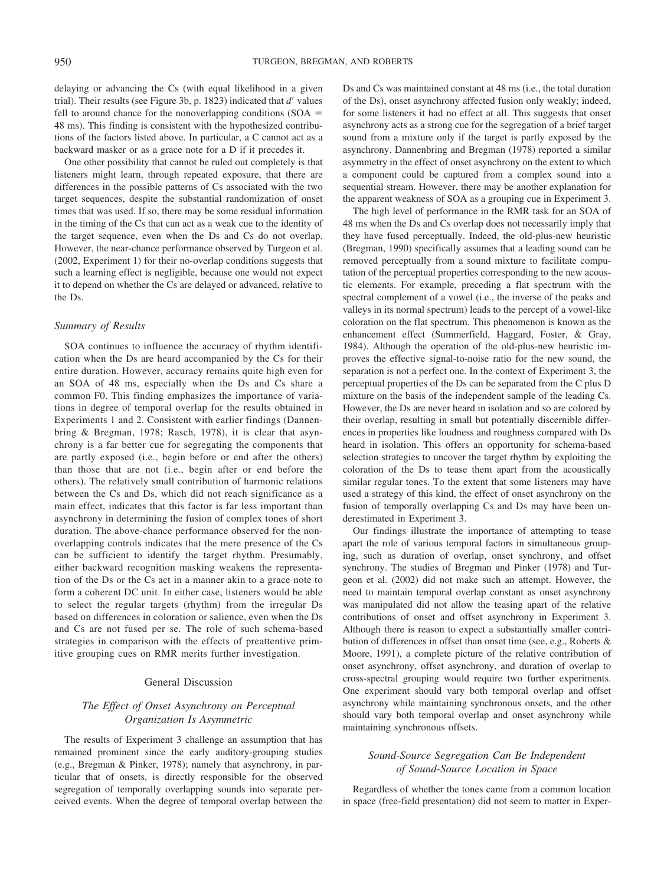delaying or advancing the Cs (with equal likelihood in a given trial). Their results (see Figure 3b, p. 1823) indicated that $d'$ values fell to around chance for the nonoverlapping conditions (SOA = 48 ms). This finding is consistent with the hypothesized contributions of the factors listed above. In particular, a C cannot act as a backward masker or as a grace note for a D if it precedes it.

One other possibility that cannot be ruled out completely is that listeners might learn, through repeated exposure, that there are differences in the possible patterns of Cs associated with the two target sequences, despite the substantial randomization of onset times that was used. If so, there may be some residual information in the timing of the Cs that can act as a weak cue to the identity of the target sequence, even when the Ds and Cs do not overlap. However, the near-chance performance observed by Turgeon et al. (2002, Experiment 1) for their no-overlap conditions suggests that such a learning effect is negligible, because one would not expect it to depend on whether the Cs are delayed or advanced, relative to the Ds.

### *Summary of Results*

SOA continues to influence the accuracy of rhythm identification when the Ds are heard accompanied by the Cs for their entire duration. However, accuracy remains quite high even for an SOA of 48 ms, especially when the Ds and Cs share a common F0. This finding emphasizes the importance of variations in degree of temporal overlap for the results obtained in Experiments 1 and 2. Consistent with earlier findings (Dannenbring & Bregman, 1978; Rasch, 1978), it is clear that asynchrony is a far better cue for segregating the components that are partly exposed (i.e., begin before or end after the others) than those that are not (i.e., begin after or end before the others). The relatively small contribution of harmonic relations between the Cs and Ds, which did not reach significance as a main effect, indicates that this factor is far less important than asynchrony in determining the fusion of complex tones of short duration. The above-chance performance observed for the nonoverlapping controls indicates that the mere presence of the Cs can be sufficient to identify the target rhythm. Presumably, either backward recognition masking weakens the representation of the Ds or the Cs act in a manner akin to a grace note to form a coherent DC unit. In either case, listeners would be able to select the regular targets (rhythm) from the irregular Ds based on differences in coloration or salience, even when the Ds and Cs are not fused per se. The role of such schema-based strategies in comparison with the effects of preattentive primitive grouping cues on RMR merits further investigation.

## General Discussion

### *The Effect of Onset Asynchrony on Perceptual Organization Is Asymmetric*

The results of Experiment 3 challenge an assumption that has remained prominent since the early auditory-grouping studies (e.g., Bregman & Pinker, 1978); namely that asynchrony, in particular that of onsets, is directly responsible for the observed segregation of temporally overlapping sounds into separate perceived events. When the degree of temporal overlap between the Ds and Cs was maintained constant at 48 ms (i.e., the total duration of the Ds), onset asynchrony affected fusion only weakly; indeed, for some listeners it had no effect at all. This suggests that onset asynchrony acts as a strong cue for the segregation of a brief target sound from a mixture only if the target is partly exposed by the asynchrony. Dannenbring and Bregman (1978) reported a similar asymmetry in the effect of onset asynchrony on the extent to which a component could be captured from a complex sound into a sequential stream. However, there may be another explanation for the apparent weakness of SOA as a grouping cue in Experiment 3.

The high level of performance in the RMR task for an SOA of 48 ms when the Ds and Cs overlap does not necessarily imply that they have fused perceptually. Indeed, the old-plus-new heuristic (Bregman, 1990) specifically assumes that a leading sound can be removed perceptually from a sound mixture to facilitate computation of the perceptual properties corresponding to the new acoustic elements. For example, preceding a flat spectrum with the spectral complement of a vowel (i.e., the inverse of the peaks and valleys in its normal spectrum) leads to the percept of a vowel-like coloration on the flat spectrum. This phenomenon is known as the enhancement effect (Summerfield, Haggard, Foster, & Gray, 1984). Although the operation of the old-plus-new heuristic improves the effective signal-to-noise ratio for the new sound, the separation is not a perfect one. In the context of Experiment 3, the perceptual properties of the Ds can be separated from the C plus D mixture on the basis of the independent sample of the leading Cs. However, the Ds are never heard in isolation and so are colored by their overlap, resulting in small but potentially discernible differences in properties like loudness and roughness compared with Ds heard in isolation. This offers an opportunity for schema-based selection strategies to uncover the target rhythm by exploiting the coloration of the Ds to tease them apart from the acoustically similar regular tones. To the extent that some listeners may have used a strategy of this kind, the effect of onset asynchrony on the fusion of temporally overlapping Cs and Ds may have been underestimated in Experiment 3.

Our findings illustrate the importance of attempting to tease apart the role of various temporal factors in simultaneous grouping, such as duration of overlap, onset synchrony, and offset synchrony. The studies of Bregman and Pinker (1978) and Turgeon et al. (2002) did not make such an attempt. However, the need to maintain temporal overlap constant as onset asynchrony was manipulated did not allow the teasing apart of the relative contributions of onset and offset asynchrony in Experiment 3. Although there is reason to expect a substantially smaller contribution of differences in offset than onset time (see, e.g., Roberts & Moore, 1991), a complete picture of the relative contribution of onset asynchrony, offset asynchrony, and duration of overlap to cross-spectral grouping would require two further experiments. One experiment should vary both temporal overlap and offset asynchrony while maintaining synchronous onsets, and the other should vary both temporal overlap and onset asynchrony while maintaining synchronous offsets.

### *Sound-Source Segregation Can Be Independent of Sound-Source Location in Space*

Regardless of whether the tones came from a common location in space (free-field presentation) did not seem to matter in Exper-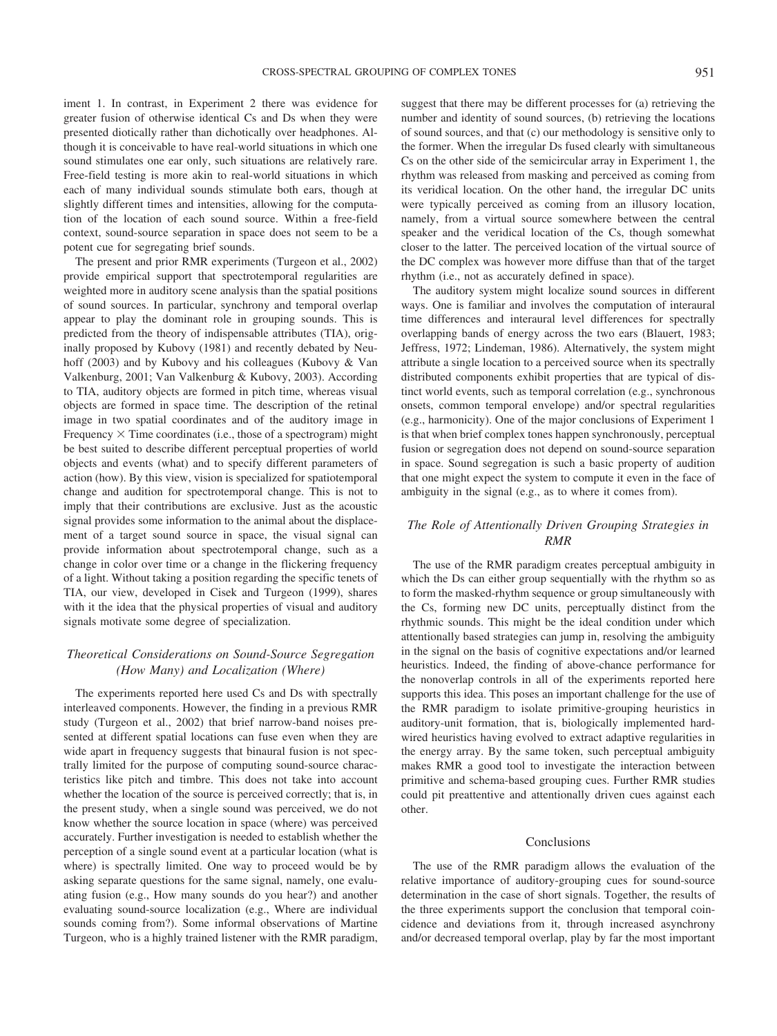iment 1. In contrast, in Experiment 2 there was evidence for greater fusion of otherwise identical Cs and Ds when they were presented diotically rather than dichotically over headphones. Although it is conceivable to have real-world situations in which one sound stimulates one ear only, such situations are relatively rare. Free-field testing is more akin to real-world situations in which each of many individual sounds stimulate both ears, though at slightly different times and intensities, allowing for the computation of the location of each sound source. Within a free-field context, sound-source separation in space does not seem to be a potent cue for segregating brief sounds.

The present and prior RMR experiments (Turgeon et al., 2002) provide empirical support that spectrotemporal regularities are weighted more in auditory scene analysis than the spatial positions of sound sources. In particular, synchrony and temporal overlap appear to play the dominant role in grouping sounds. This is predicted from the theory of indispensable attributes (TIA), originally proposed by Kubovy (1981) and recently debated by Neuhoff (2003) and by Kubovy and his colleagues (Kubovy & Van Valkenburg, 2001; Van Valkenburg & Kubovy, 2003). According to TIA, auditory objects are formed in pitch time, whereas visual objects are formed in space time. The description of the retinal image in two spatial coordinates and of the auditory image in Frequency × Time coordinates (i.e., those of a spectrogram) might be best suited to describe different perceptual properties of world objects and events (what) and to specify different parameters of action (how). By this view, vision is specialized for spatiotemporal change and audition for spectrotemporal change. This is not to imply that their contributions are exclusive. Just as the acoustic signal provides some information to the animal about the displacement of a target sound source in space, the visual signal can provide information about spectrotemporal change, such as a change in color over time or a change in the flickering frequency of a light. Without taking a position regarding the specific tenets of TIA, our view, developed in Cisek and Turgeon (1999), shares with it the idea that the physical properties of visual and auditory signals motivate some degree of specialization.

### *Theoretical Considerations on Sound-Source Segregation (How Many) and Localization (Where)*

The experiments reported here used Cs and Ds with spectrally interleaved components. However, the finding in a previous RMR study (Turgeon et al., 2002) that brief narrow-band noises presented at different spatial locations can fuse even when they are wide apart in frequency suggests that binaural fusion is not spectrally limited for the purpose of computing sound-source characteristics like pitch and timbre. This does not take into account whether the location of the source is perceived correctly; that is, in the present study, when a single sound was perceived, we do not know whether the source location in space (where) was perceived accurately. Further investigation is needed to establish whether the perception of a single sound event at a particular location (what is where) is spectrally limited. One way to proceed would be by asking separate questions for the same signal, namely, one evaluating fusion (e.g., How many sounds do you hear?) and another evaluating sound-source localization (e.g., Where are individual sounds coming from?). Some informal observations of Martine Turgeon, who is a highly trained listener with the RMR paradigm, suggest that there may be different processes for (a) retrieving the number and identity of sound sources, (b) retrieving the locations of sound sources, and that (c) our methodology is sensitive only to the former. When the irregular Ds fused clearly with simultaneous Cs on the other side of the semicircular array in Experiment 1, the rhythm was released from masking and perceived as coming from its veridical location. On the other hand, the irregular DC units were typically perceived as coming from an illusory location, namely, from a virtual source somewhere between the central speaker and the veridical location of the Cs, though somewhat closer to the latter. The perceived location of the virtual source of the DC complex was however more diffuse than that of the target rhythm (i.e., not as accurately defined in space).

The auditory system might localize sound sources in different ways. One is familiar and involves the computation of interaural time differences and interaural level differences for spectrally overlapping bands of energy across the two ears (Blauert, 1983; Jeffress, 1972; Lindeman, 1986). Alternatively, the system might attribute a single location to a perceived source when its spectrally distributed components exhibit properties that are typical of distinct world events, such as temporal correlation (e.g., synchronous onsets, common temporal envelope) and/or spectral regularities (e.g., harmonicity). One of the major conclusions of Experiment 1 is that when brief complex tones happen synchronously, perceptual fusion or segregation does not depend on sound-source separation in space. Sound segregation is such a basic property of audition that one might expect the system to compute it even in the face of ambiguity in the signal (e.g., as to where it comes from).

### *The Role of Attentionally Driven Grouping Strategies in RMR*

The use of the RMR paradigm creates perceptual ambiguity in which the Ds can either group sequentially with the rhythm so as to form the masked-rhythm sequence or group simultaneously with the Cs, forming new DC units, perceptually distinct from the rhythmic sounds. This might be the ideal condition under which attentionally based strategies can jump in, resolving the ambiguity in the signal on the basis of cognitive expectations and/or learned heuristics. Indeed, the finding of above-chance performance for the nonoverlap controls in all of the experiments reported here supports this idea. This poses an important challenge for the use of the RMR paradigm to isolate primitive-grouping heuristics in auditory-unit formation, that is, biologically implemented hardwired heuristics having evolved to extract adaptive regularities in the energy array. By the same token, such perceptual ambiguity makes RMR a good tool to investigate the interaction between primitive and schema-based grouping cues. Further RMR studies could pit preattentive and attentionally driven cues against each other.

## Conclusions

The use of the RMR paradigm allows the evaluation of the relative importance of auditory-grouping cues for sound-source determination in the case of short signals. Together, the results of the three experiments support the conclusion that temporal coincidence and deviations from it, through increased asynchrony and/or decreased temporal overlap, play by far the most important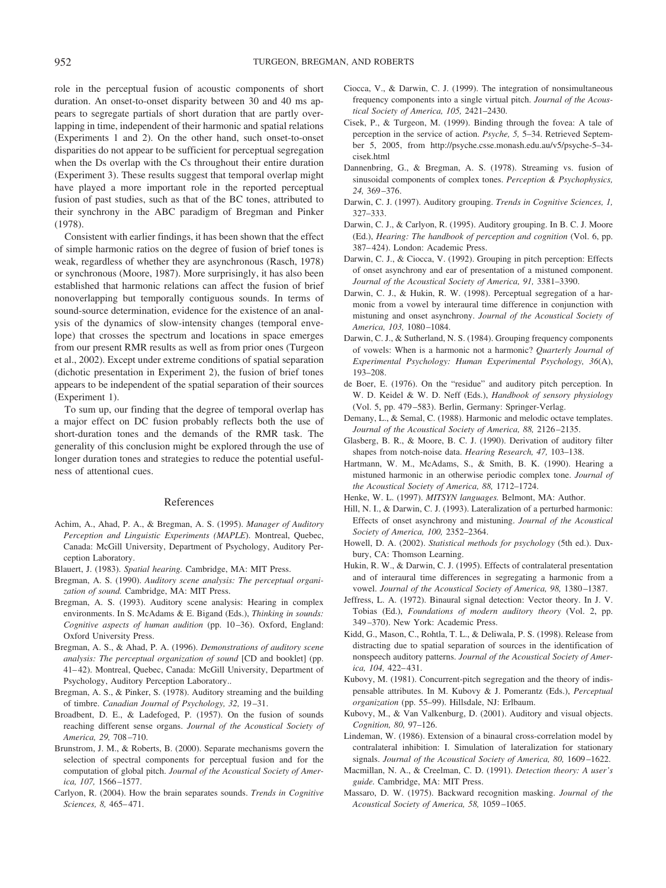role in the perceptual fusion of acoustic components of short duration. An onset-to-onset disparity between 30 and 40 ms appears to segregate partials of short duration that are partly overlapping in time, independent of their harmonic and spatial relations (Experiments 1 and 2). On the other hand, such onset-to-onset disparities do not appear to be sufficient for perceptual segregation when the Ds overlap with the Cs throughout their entire duration (Experiment 3). These results suggest that temporal overlap might have played a more important role in the reported perceptual fusion of past studies, such as that of the BC tones, attributed to their synchrony in the ABC paradigm of Bregman and Pinker (1978).

Consistent with earlier findings, it has been shown that the effect of simple harmonic ratios on the degree of fusion of brief tones is weak, regardless of whether they are asynchronous (Rasch, 1978) or synchronous (Moore, 1987). More surprisingly, it has also been established that harmonic relations can affect the fusion of brief nonoverlapping but temporally contiguous sounds. In terms of sound-source determination, evidence for the existence of an analysis of the dynamics of slow-intensity changes (temporal envelope) that crosses the spectrum and locations in space emerges from our present RMR results as well as from prior ones (Turgeon et al., 2002). Except under extreme conditions of spatial separation (dichotic presentation in Experiment 2), the fusion of brief tones appears to be independent of the spatial separation of their sources (Experiment 1).

To sum up, our finding that the degree of temporal overlap has a major effect on DC fusion probably reflects both the use of short-duration tones and the demands of the RMR task. The generality of this conclusion might be explored through the use of longer duration tones and strategies to reduce the potential usefulness of attentional cues.

## References

Achim, A., Ahad, P. A., & Bregman, A. S. (1995). *Manager of Auditory Perception and Linguistic Experiments (MAPLE)*. Montreal, Quebec, Canada: McGill University, Department of Psychology, Auditory Perception Laboratory.

Blauert, J. (1983). *Spatial hearing.* Cambridge, MA: MIT Press.

Bregman, A. S. (1990). *Auditory scene analysis: The perceptual organization of sound.* Cambridge, MA: MIT Press.

Bregman, A. S. (1993). Auditory scene analysis: Hearing in complex environments. In S. McAdams & E. Bigand (Eds.), *Thinking in sounds: Cognitive aspects of human audition* (pp. 10–36). Oxford, England: Oxford University Press.

Bregman, A. S., & Ahad, P. A. (1996). *Demonstrations of auditory scene analysis: The perceptual organization of sound* [CD and booklet] (pp. 41–42). Montreal, Quebec, Canada: McGill University, Department of Psychology, Auditory Perception Laboratory..

Bregman, A. S., & Pinker, S. (1978). Auditory streaming and the building of timbre. *Canadian Journal of Psychology, 32,* 19–31.

Broadbent, D. E., & Ladefoged, P. (1957). On the fusion of sounds reaching different sense organs. *Journal of the Acoustical Society of America, 29,* 708–710.

Brunstrom, J. M., & Roberts, B. (2000). Separate mechanisms govern the selection of spectral components for perceptual fusion and for the computation of global pitch. *Journal of the Acoustical Society of America, 107,* 1566–1577.

Carlyon, R. (2004). How the brain separates sounds. *Trends in Cognitive Sciences, 8,* 465–471.

Ciocca, V., & Darwin, C. J. (1999). The integration of nonsimultaneous frequency components into a single virtual pitch. *Journal of the Acoustical Society of America, 105,* 2421–2430.

Cisek, P., & Turgeon, M. (1999). Binding through the fovea: A tale of perception in the service of action. *Psyche, 5,* 5–34. Retrieved September 5, 2005, from http://psyche.csse.monash.edu.au/v5/psyche-5–34-cisek.html

Dannenbring, G., & Bregman, A. S. (1978). Streaming vs. fusion of sinusoidal components of complex tones. *Perception & Psychophysics, 24,* 369–376.

Darwin, C. J. (1997). Auditory grouping. *Trends in Cognitive Sciences, 1,* 327–333.

Darwin, C. J., & Carlyon, R. (1995). Auditory grouping. In B. C. J. Moore (Ed.), *Hearing: The handbook of perception and cognition* (Vol. 6, pp. 387–424). London: Academic Press.

Darwin, C. J., & Ciocca, V. (1992). Grouping in pitch perception: Effects of onset asynchrony and ear of presentation of a mistuned component. *Journal of the Acoustical Society of America, 91,* 3381–3390.

Darwin, C. J., & Hukin, R. W. (1998). Perceptual segregation of a harmonic from a vowel by interaural time difference in conjunction with mistuning and onset asynchrony. *Journal of the Acoustical Society of America, 103,* 1080–1084.

Darwin, C. J., & Sutherland, N. S. (1984). Grouping frequency components of vowels: When is a harmonic not a harmonic? *Quarterly Journal of Experimental Psychology: Human Experimental Psychology, 36*(A), 193–208.

de Boer, E. (1976). On the "residue" and auditory pitch perception. In W. D. Keidel & W. D. Neff (Eds.), *Handbook of sensory physiology* (Vol. 5, pp. 479–583). Berlin, Germany: Springer-Verlag.

Demany, L., & Semal, C. (1988). Harmonic and melodic octave templates. *Journal of the Acoustical Society of America, 88,* 2126–2135.

Glasberg, B. R., & Moore, B. C. J. (1990). Derivation of auditory filter shapes from notch-noise data. *Hearing Research, 47,* 103–138.

Hartmann, W. M., McAdams, S., & Smith, B. K. (1990). Hearing a mistuned harmonic in an otherwise periodic complex tone. *Journal of the Acoustical Society of America, 88,* 1712–1724.

Henke, W. L. (1997). *MITSYN languages.* Belmont, MA: Author.

Hill, N. I., & Darwin, C. J. (1993). Lateralization of a perturbed harmonic: Effects of onset asynchrony and mistuning. *Journal of the Acoustical Society of America, 100,* 2352–2364.

Howell, D. A. (2002). *Statistical methods for psychology* (5th ed.). Duxbury, CA: Thomson Learning.

Hukin, R. W., & Darwin, C. J. (1995). Effects of contralateral presentation and of interaural time differences in segregating a harmonic from a vowel. *Journal of the Acoustical Society of America, 98,* 1380–1387.

Jeffress, L. A. (1972). Binaural signal detection: Vector theory. In J. V. Tobias (Ed.), *Foundations of modern auditory theory* (Vol. 2, pp. 349–370). New York: Academic Press.

Kidd, G., Mason, C., Rohtla, T. L., & Deliwala, P. S. (1998). Release from distracting due to spatial separation of sources in the identification of nonspeech auditory patterns. *Journal of the Acoustical Society of America, 104,* 422–431.

Kubovy, M. (1981). Concurrent-pitch segregation and the theory of indispensable attributes. In M. Kubovy & J. Pomerantz (Eds.), *Perceptual organization* (pp. 55–99). Hillsdale, NJ: Erlbaum.

Kubovy, M., & Van Valkenburg, D. (2001). Auditory and visual objects. *Cognition, 80,* 97–126.

Lindeman, W. (1986). Extension of a binaural cross-correlation model by contralateral inhibition: I. Simulation of lateralization for stationary signals. *Journal of the Acoustical Society of America, 80,* 1609–1622.

Macmillan, N. A., & Creelman, C. D. (1991). *Detection theory: A user's guide.* Cambridge, MA: MIT Press.

Massaro, D. W. (1975). Backward recognition masking. *Journal of the Acoustical Society of America, 58,* 1059–1065.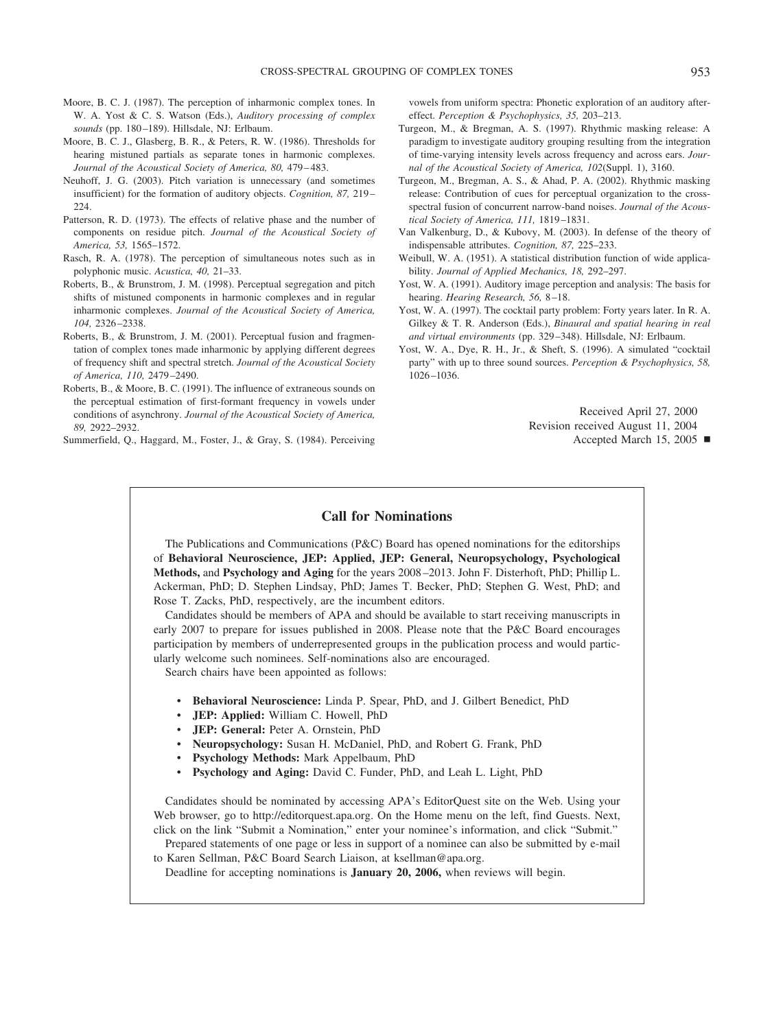Moore, B. C. J. (1987). The perception of inharmonic complex tones. In W. A. Yost & C. S. Watson (Eds.), *Auditory processing of complex sounds* (pp. 180–189). Hillsdale, NJ: Erlbaum.

Moore, B. C. J., Glasberg, B. R., & Peters, R. W. (1986). Thresholds for hearing mistuned partials as separate tones in harmonic complexes. *Journal of the Acoustical Society of America, 80,* 479–483.

Neuhoff, J. G. (2003). Pitch variation is unnecessary (and sometimes insufficient) for the formation of auditory objects. *Cognition, 87,* 219–224.

Patterson, R. D. (1973). The effects of relative phase and the number of components on residue pitch. *Journal of the Acoustical Society of America, 53,* 1565–1572.

Rasch, R. A. (1978). The perception of simultaneous notes such as in polyphonic music. *Acustica, 40,* 21–33.

Roberts, B., & Brunstrom, J. M. (1998). Perceptual segregation and pitch shifts of mistuned components in harmonic complexes and in regular inharmonic complexes. *Journal of the Acoustical Society of America, 104,* 2326–2338.

Roberts, B., & Brunstrom, J. M. (2001). Perceptual fusion and fragmentation of complex tones made inharmonic by applying different degrees of frequency shift and spectral stretch. *Journal of the Acoustical Society of America, 110,* 2479–2490.

Roberts, B., & Moore, B. C. (1991). The influence of extraneous sounds on the perceptual estimation of first-formant frequency in vowels under conditions of asynchrony. *Journal of the Acoustical Society of America, 89,* 2922–2932.

Summerfield, Q., Haggard, M., Foster, J., & Gray, S. (1984). Perceiving vowels from uniform spectra: Phonetic exploration of an auditory aftereffect. *Perception & Psychophysics, 35,* 203–213.

Turgeon, M., & Bregman, A. S. (1997). Rhythmic masking release: A paradigm to investigate auditory grouping resulting from the integration of time-varying intensity levels across frequency and across ears. *Journal of the Acoustical Society of America, 102*(Suppl. 1), 3160.

Turgeon, M., Bregman, A. S., & Ahad, P. A. (2002). Rhythmic masking release: Contribution of cues for perceptual organization to the cross-spectral fusion of concurrent narrow-band noises. *Journal of the Acoustical Society of America, 111,* 1819–1831.

Van Valkenburg, D., & Kubovy, M. (2003). In defense of the theory of indispensable attributes. *Cognition, 87,* 225–233.

Weibull, W. A. (1951). A statistical distribution function of wide applicability. *Journal of Applied Mechanics, 18,* 292–297.

Yost, W. A. (1991). Auditory image perception and analysis: The basis for hearing. *Hearing Research, 56,* 8–18.

Yost, W. A. (1997). The cocktail party problem: Forty years later. In R. A. Gilkey & T. R. Anderson (Eds.), *Binaural and spatial hearing in real and virtual environments* (pp. 329–348). Hillsdale, NJ: Erlbaum.

Yost, W. A., Dye, R. H., Jr., & Sheft, S. (1996). A simulated "cocktail party" with up to three sound sources. *Perception & Psychophysics, 58,* 1026–1036.

Received April 27, 2000
Revision received August 11, 2004
Accepted March 15, 2005 ■

## Call for Nominations

The Publications and Communications (P&C) Board has opened nominations for the editorships of **Behavioral Neuroscience, JEP: Applied, JEP: General, Neuropsychology, Psychological Methods,** and **Psychology and Aging** for the years 2008–2013. John F. Disterhoft, PhD; Phillip L. Ackerman, PhD; D. Stephen Lindsay, PhD; James T. Becker, PhD; Stephen G. West, PhD; and Rose T. Zacks, PhD, respectively, are the incumbent editors.

Candidates should be members of APA and should be available to start receiving manuscripts in early 2007 to prepare for issues published in 2008. Please note that the P&C Board encourages participation by members of underrepresented groups in the publication process and would particularly welcome such nominees. Self-nominations also are encouraged.

Search chairs have been appointed as follows:

- **Behavioral Neuroscience:** Linda P. Spear, PhD, and J. Gilbert Benedict, PhD
- **JEP: Applied:** William C. Howell, PhD
- **JEP: General:** Peter A. Ornstein, PhD
- **Neuropsychology:** Susan H. McDaniel, PhD, and Robert G. Frank, PhD
- **Psychology Methods:** Mark Appelbaum, PhD
- **Psychology and Aging:** David C. Funder, PhD, and Leah L. Light, PhD

Candidates should be nominated by accessing APA's EditorQuest site on the Web. Using your Web browser, go to http://editorquest.apa.org. On the Home menu on the left, find Guests. Next, click on the link "Submit a Nomination," enter your nominee's information, and click "Submit."

Prepared statements of one page or less in support of a nominee can also be submitted by e-mail to Karen Sellman, P&C Board Search Liaison, at ksellman@apa.org.

Deadline for accepting nominations is **January 20, 2006,** when reviews will begin.